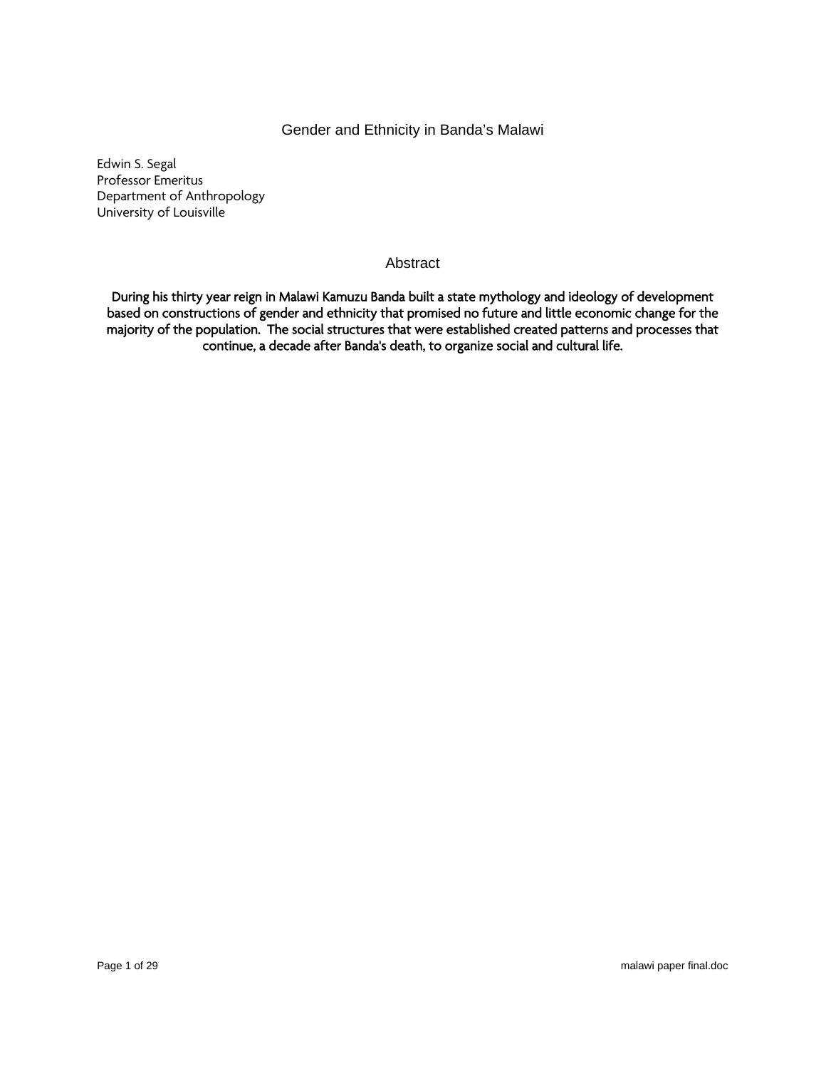# Gender and Ethnicity in Banda's Malawi

Edwin S. Segal
Professor Emeritus
Department of Anthropology
University of Louisville

## Abstract

**During his thirty year reign in Malawi Kamuzu Banda built a state mythology and ideology of development based on constructions of gender and ethnicity that promised no future and little economic change for the majority of the population. The social structures that were established created patterns and processes that continue, a decade after Banda's death, to organize social and cultural life.**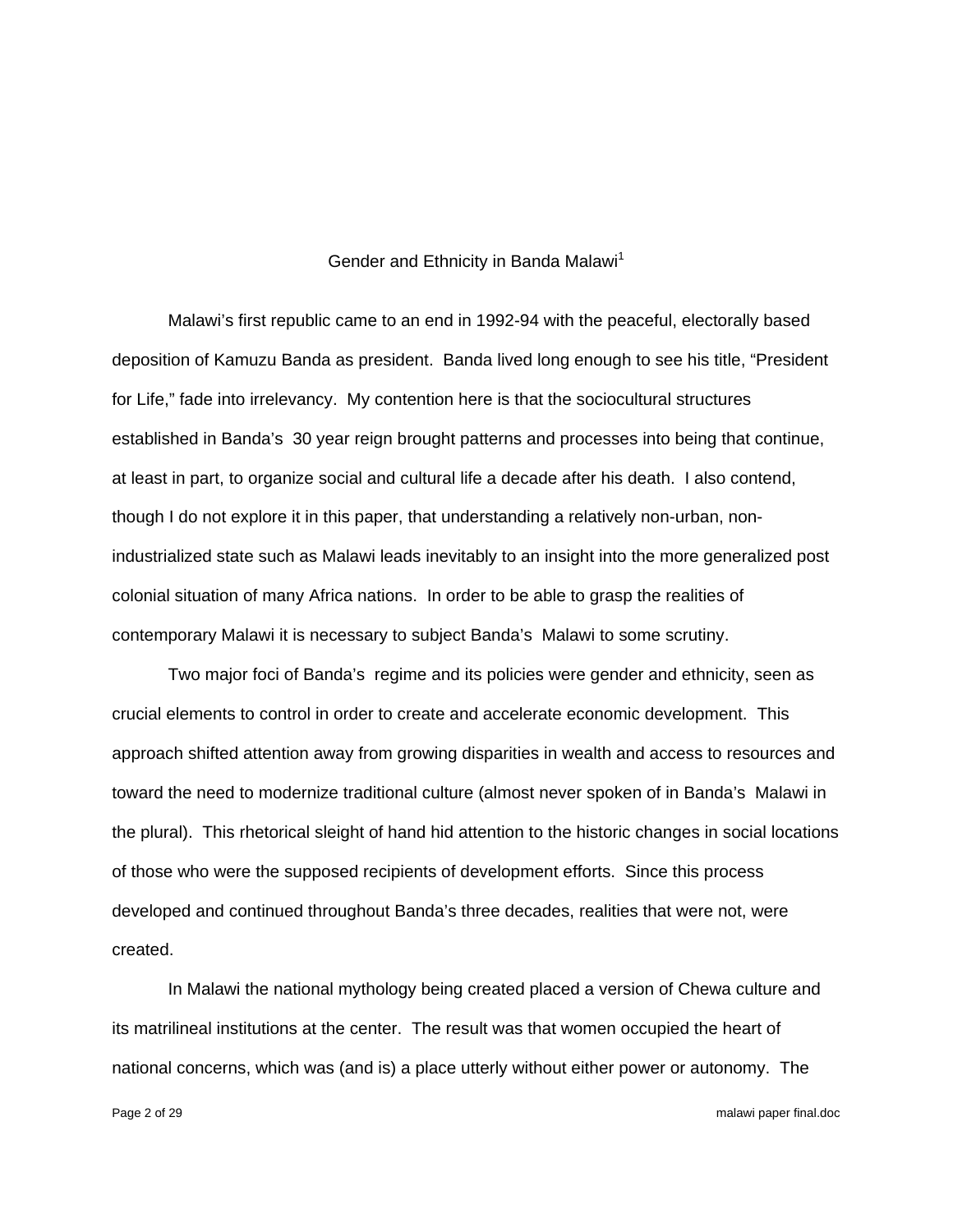# Gender and Ethnicity in Banda Malawi[1]

Malawi's first republic came to an end in 1992-94 with the peaceful, electorally based deposition of Kamuzu Banda as president. Banda lived long enough to see his title, "President for Life," fade into irrelevancy. My contention here is that the sociocultural structures established in Banda's 30 year reign brought patterns and processes into being that continue, at least in part, to organize social and cultural life a decade after his death. I also contend, though I do not explore it in this paper, that understanding a relatively non-urban, non-industrialized state such as Malawi leads inevitably to an insight into the more generalized post colonial situation of many Africa nations. In order to be able to grasp the realities of contemporary Malawi it is necessary to subject Banda's Malawi to some scrutiny.

Two major foci of Banda's regime and its policies were gender and ethnicity, seen as crucial elements to control in order to create and accelerate economic development. This approach shifted attention away from growing disparities in wealth and access to resources and toward the need to modernize traditional culture (almost never spoken of in Banda's Malawi in the plural). This rhetorical sleight of hand hid attention to the historic changes in social locations of those who were the supposed recipients of development efforts. Since this process developed and continued throughout Banda's three decades, realities that were not, were created.

In Malawi the national mythology being created placed a version of Chewa culture and its matrilineal institutions at the center. The result was that women occupied the heart of national concerns, which was (and is) a place utterly without either power or autonomy. The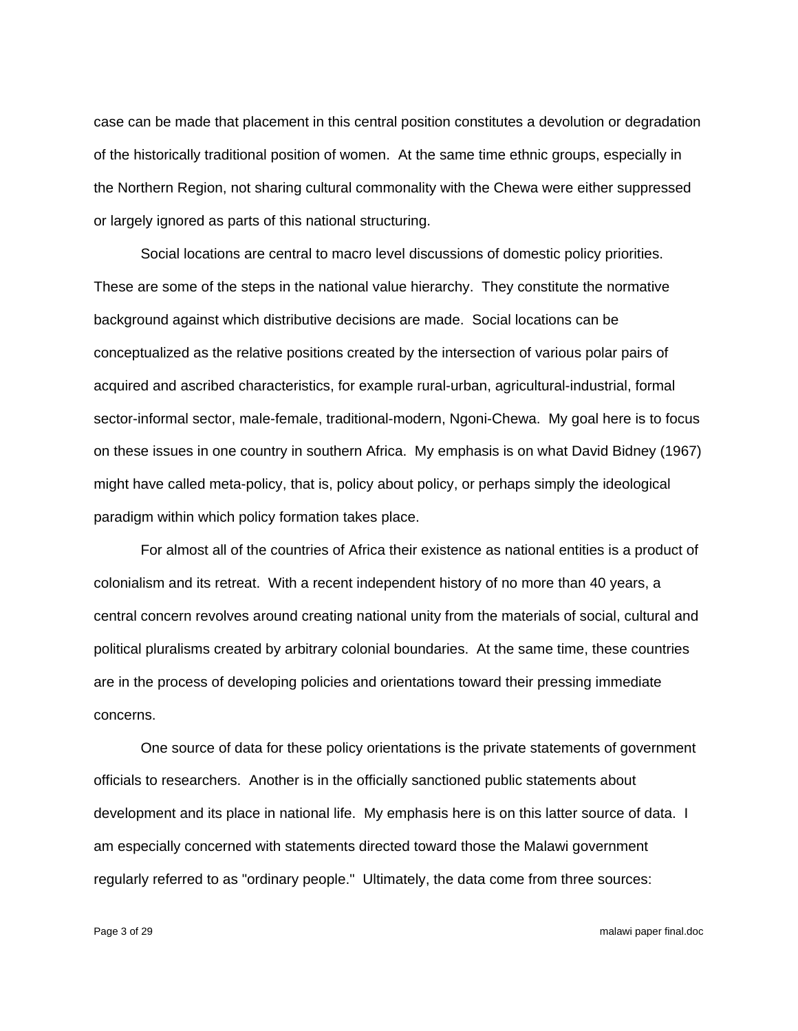case can be made that placement in this central position constitutes a devolution or degradation of the historically traditional position of women. At the same time ethnic groups, especially in the Northern Region, not sharing cultural commonality with the Chewa were either suppressed or largely ignored as parts of this national structuring.

Social locations are central to macro level discussions of domestic policy priorities. These are some of the steps in the national value hierarchy. They constitute the normative background against which distributive decisions are made. Social locations can be conceptualized as the relative positions created by the intersection of various polar pairs of acquired and ascribed characteristics, for example rural-urban, agricultural-industrial, formal sector-informal sector, male-female, traditional-modern, Ngoni-Chewa. My goal here is to focus on these issues in one country in southern Africa. My emphasis is on what David Bidney (1967) might have called meta-policy, that is, policy about policy, or perhaps simply the ideological paradigm within which policy formation takes place.

For almost all of the countries of Africa their existence as national entities is a product of colonialism and its retreat. With a recent independent history of no more than 40 years, a central concern revolves around creating national unity from the materials of social, cultural and political pluralisms created by arbitrary colonial boundaries. At the same time, these countries are in the process of developing policies and orientations toward their pressing immediate concerns.

One source of data for these policy orientations is the private statements of government officials to researchers. Another is in the officially sanctioned public statements about development and its place in national life. My emphasis here is on this latter source of data. I am especially concerned with statements directed toward those the Malawi government regularly referred to as "ordinary people." Ultimately, the data come from three sources: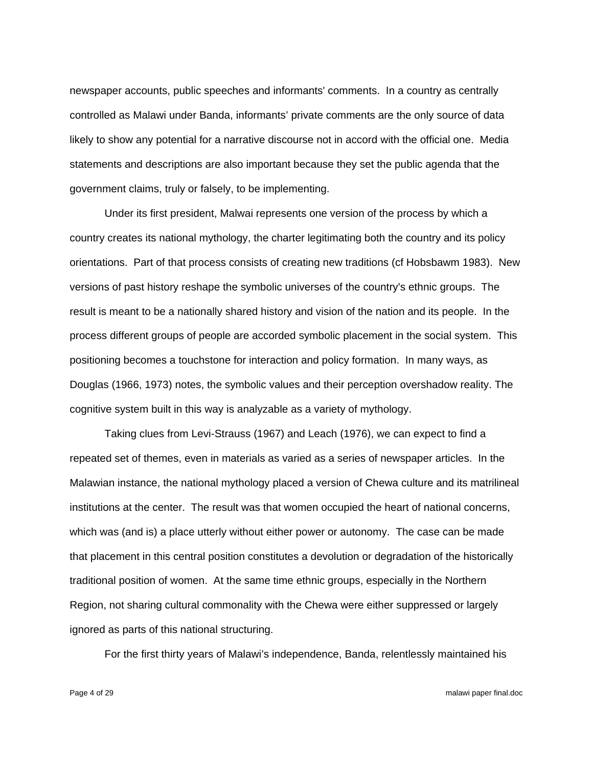newspaper accounts, public speeches and informants' comments. In a country as centrally controlled as Malawi under Banda, informants' private comments are the only source of data likely to show any potential for a narrative discourse not in accord with the official one. Media statements and descriptions are also important because they set the public agenda that the government claims, truly or falsely, to be implementing.

Under its first president, Malwai represents one version of the process by which a country creates its national mythology, the charter legitimating both the country and its policy orientations. Part of that process consists of creating new traditions (cf Hobsbawm 1983). New versions of past history reshape the symbolic universes of the country's ethnic groups. The result is meant to be a nationally shared history and vision of the nation and its people. In the process different groups of people are accorded symbolic placement in the social system. This positioning becomes a touchstone for interaction and policy formation. In many ways, as Douglas (1966, 1973) notes, the symbolic values and their perception overshadow reality. The cognitive system built in this way is analyzable as a variety of mythology.

Taking clues from Levi-Strauss (1967) and Leach (1976), we can expect to find a repeated set of themes, even in materials as varied as a series of newspaper articles. In the Malawian instance, the national mythology placed a version of Chewa culture and its matrilineal institutions at the center. The result was that women occupied the heart of national concerns, which was (and is) a place utterly without either power or autonomy. The case can be made that placement in this central position constitutes a devolution or degradation of the historically traditional position of women. At the same time ethnic groups, especially in the Northern Region, not sharing cultural commonality with the Chewa were either suppressed or largely ignored as parts of this national structuring.

For the first thirty years of Malawi's independence, Banda, relentlessly maintained his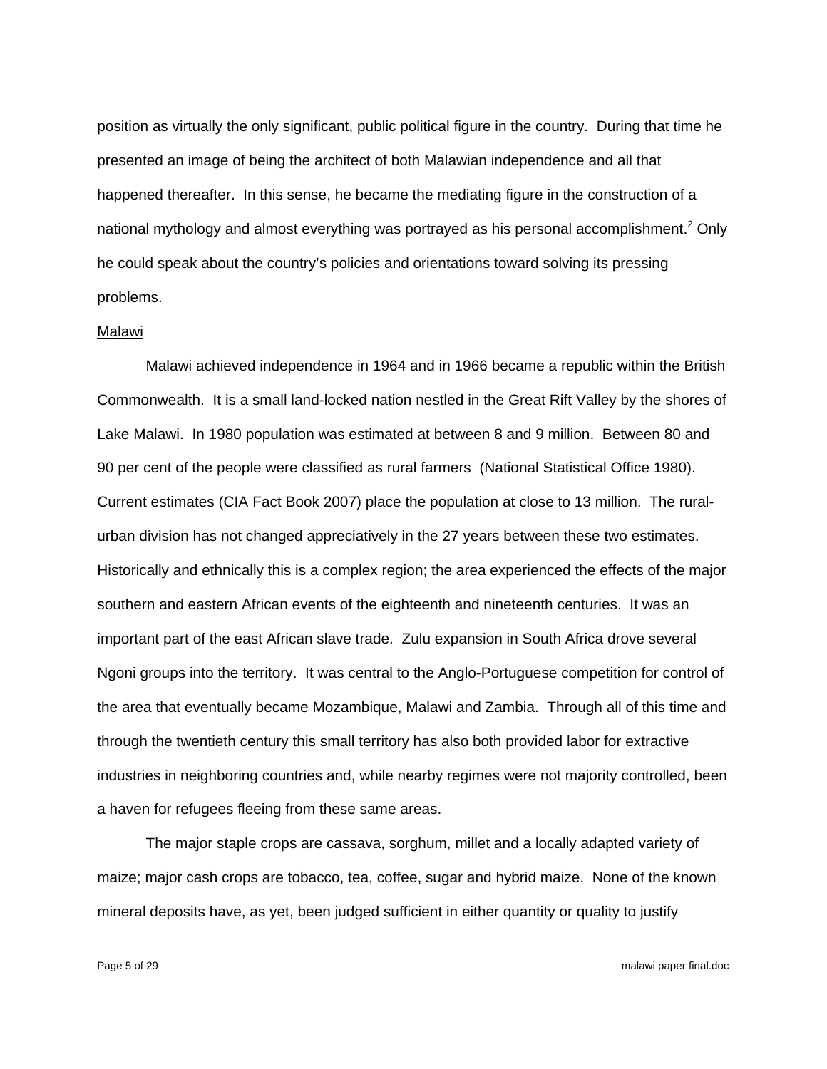position as virtually the only significant, public political figure in the country. During that time he presented an image of being the architect of both Malawian independence and all that happened thereafter. In this sense, he became the mediating figure in the construction of a national mythology and almost everything was portrayed as his personal accomplishment.[2] Only he could speak about the country's policies and orientations toward solving its pressing problems.

<u>Malawi</u>

Malawi achieved independence in 1964 and in 1966 became a republic within the British Commonwealth. It is a small land-locked nation nestled in the Great Rift Valley by the shores of Lake Malawi. In 1980 population was estimated at between 8 and 9 million. Between 80 and 90 per cent of the people were classified as rural farmers (National Statistical Office 1980). Current estimates (CIA Fact Book 2007) place the population at close to 13 million. The rural-urban division has not changed appreciatively in the 27 years between these two estimates. Historically and ethnically this is a complex region; the area experienced the effects of the major southern and eastern African events of the eighteenth and nineteenth centuries. It was an important part of the east African slave trade. Zulu expansion in South Africa drove several Ngoni groups into the territory. It was central to the Anglo-Portuguese competition for control of the area that eventually became Mozambique, Malawi and Zambia. Through all of this time and through the twentieth century this small territory has also both provided labor for extractive industries in neighboring countries and, while nearby regimes were not majority controlled, been a haven for refugees fleeing from these same areas.

The major staple crops are cassava, sorghum, millet and a locally adapted variety of maize; major cash crops are tobacco, tea, coffee, sugar and hybrid maize. None of the known mineral deposits have, as yet, been judged sufficient in either quantity or quality to justify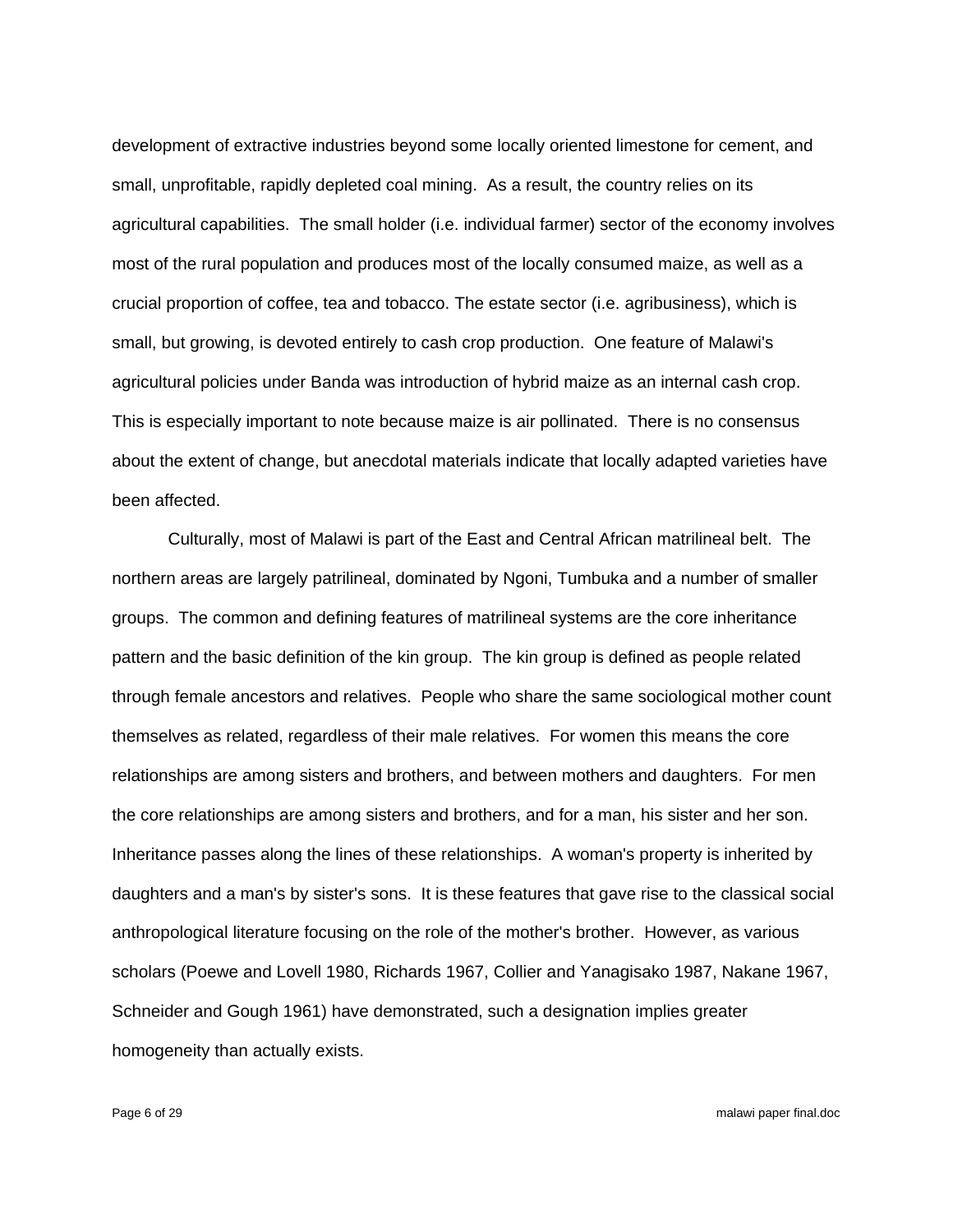development of extractive industries beyond some locally oriented limestone for cement, and small, unprofitable, rapidly depleted coal mining. As a result, the country relies on its agricultural capabilities. The small holder (i.e. individual farmer) sector of the economy involves most of the rural population and produces most of the locally consumed maize, as well as a crucial proportion of coffee, tea and tobacco. The estate sector (i.e. agribusiness), which is small, but growing, is devoted entirely to cash crop production. One feature of Malawi's agricultural policies under Banda was introduction of hybrid maize as an internal cash crop. This is especially important to note because maize is air pollinated. There is no consensus about the extent of change, but anecdotal materials indicate that locally adapted varieties have been affected.

Culturally, most of Malawi is part of the East and Central African matrilineal belt. The northern areas are largely patrilineal, dominated by Ngoni, Tumbuka and a number of smaller groups. The common and defining features of matrilineal systems are the core inheritance pattern and the basic definition of the kin group. The kin group is defined as people related through female ancestors and relatives. People who share the same sociological mother count themselves as related, regardless of their male relatives. For women this means the core relationships are among sisters and brothers, and between mothers and daughters. For men the core relationships are among sisters and brothers, and for a man, his sister and her son. Inheritance passes along the lines of these relationships. A woman's property is inherited by daughters and a man's by sister's sons. It is these features that gave rise to the classical social anthropological literature focusing on the role of the mother's brother. However, as various scholars (Poewe and Lovell 1980, Richards 1967, Collier and Yanagisako 1987, Nakane 1967, Schneider and Gough 1961) have demonstrated, such a designation implies greater homogeneity than actually exists.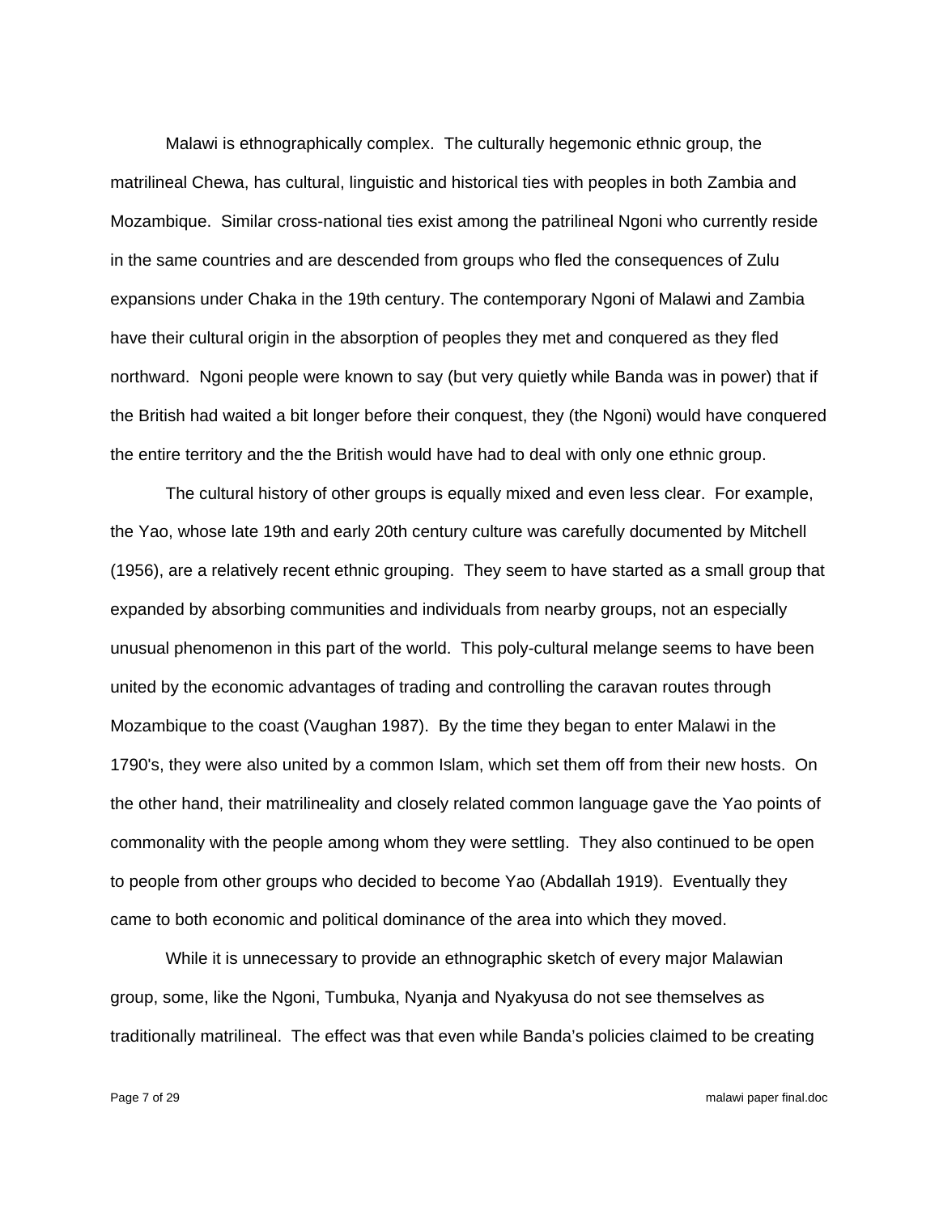Malawi is ethnographically complex. The culturally hegemonic ethnic group, the matrilineal Chewa, has cultural, linguistic and historical ties with peoples in both Zambia and Mozambique. Similar cross-national ties exist among the patrilineal Ngoni who currently reside in the same countries and are descended from groups who fled the consequences of Zulu expansions under Chaka in the 19th century. The contemporary Ngoni of Malawi and Zambia have their cultural origin in the absorption of peoples they met and conquered as they fled northward. Ngoni people were known to say (but very quietly while Banda was in power) that if the British had waited a bit longer before their conquest, they (the Ngoni) would have conquered the entire territory and the the British would have had to deal with only one ethnic group.

The cultural history of other groups is equally mixed and even less clear. For example, the Yao, whose late 19th and early 20th century culture was carefully documented by Mitchell (1956), are a relatively recent ethnic grouping. They seem to have started as a small group that expanded by absorbing communities and individuals from nearby groups, not an especially unusual phenomenon in this part of the world. This poly-cultural melange seems to have been united by the economic advantages of trading and controlling the caravan routes through Mozambique to the coast (Vaughan 1987). By the time they began to enter Malawi in the 1790's, they were also united by a common Islam, which set them off from their new hosts. On the other hand, their matrilineality and closely related common language gave the Yao points of commonality with the people among whom they were settling. They also continued to be open to people from other groups who decided to become Yao (Abdallah 1919). Eventually they came to both economic and political dominance of the area into which they moved.

While it is unnecessary to provide an ethnographic sketch of every major Malawian group, some, like the Ngoni, Tumbuka, Nyanja and Nyakyusa do not see themselves as traditionally matrilineal. The effect was that even while Banda's policies claimed to be creating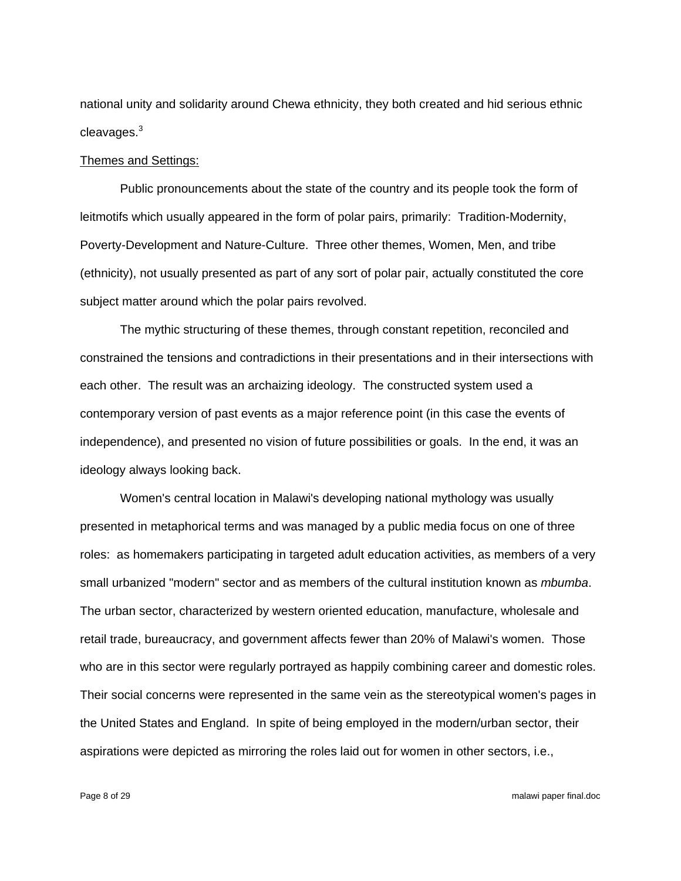national unity and solidarity around Chewa ethnicity, they both created and hid serious ethnic cleavages.[3]

Themes and Settings:

Public pronouncements about the state of the country and its people took the form of leitmotifs which usually appeared in the form of polar pairs, primarily: Tradition-Modernity, Poverty-Development and Nature-Culture. Three other themes, Women, Men, and tribe (ethnicity), not usually presented as part of any sort of polar pair, actually constituted the core subject matter around which the polar pairs revolved.

The mythic structuring of these themes, through constant repetition, reconciled and constrained the tensions and contradictions in their presentations and in their intersections with each other. The result was an archaizing ideology. The constructed system used a contemporary version of past events as a major reference point (in this case the events of independence), and presented no vision of future possibilities or goals. In the end, it was an ideology always looking back.

Women's central location in Malawi's developing national mythology was usually presented in metaphorical terms and was managed by a public media focus on one of three roles: as homemakers participating in targeted adult education activities, as members of a very small urbanized "modern" sector and as members of the cultural institution known as *mbumba*. The urban sector, characterized by western oriented education, manufacture, wholesale and retail trade, bureaucracy, and government affects fewer than 20% of Malawi's women. Those who are in this sector were regularly portrayed as happily combining career and domestic roles. Their social concerns were represented in the same vein as the stereotypical women's pages in the United States and England. In spite of being employed in the modern/urban sector, their aspirations were depicted as mirroring the roles laid out for women in other sectors, i.e.,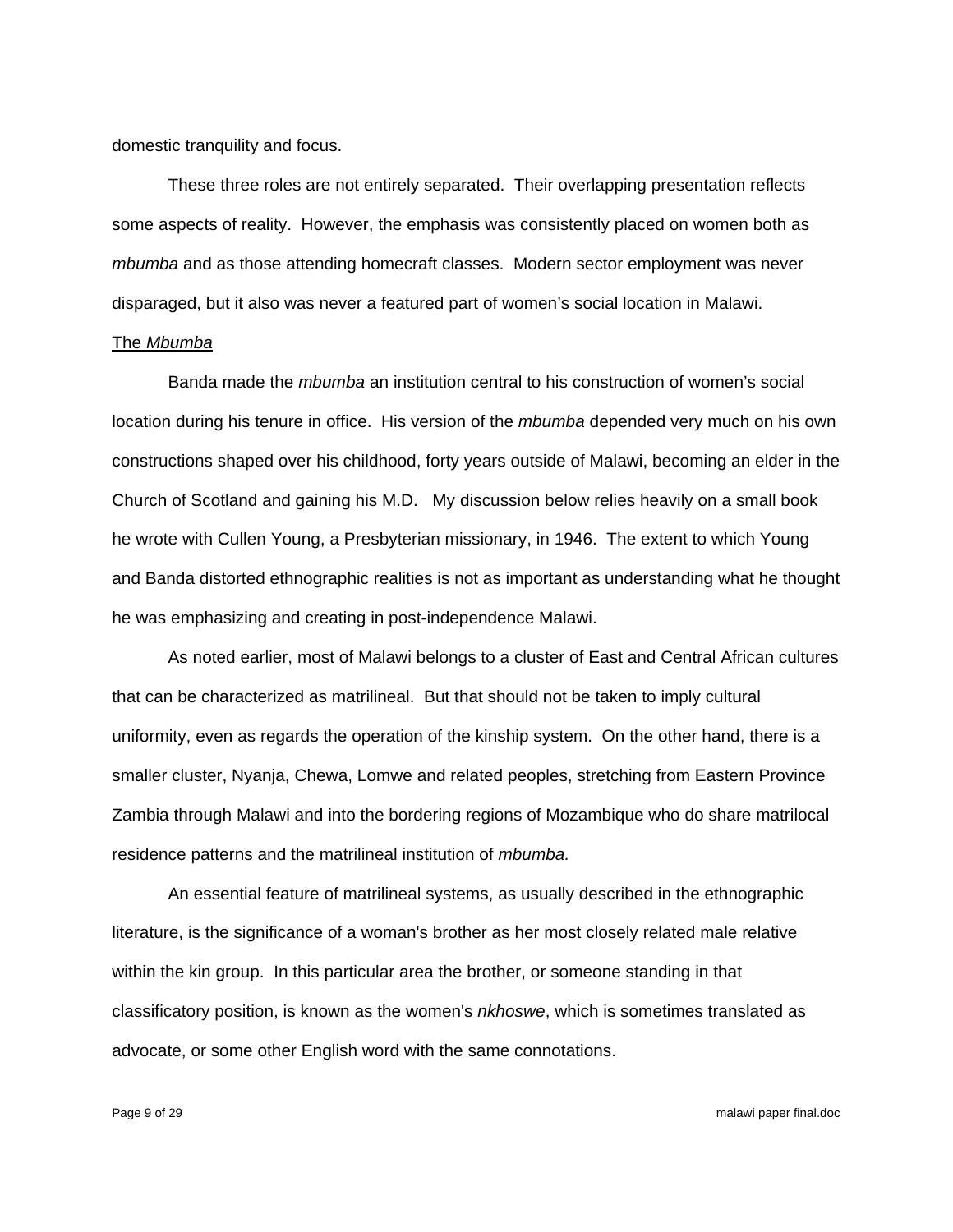domestic tranquility and focus.

These three roles are not entirely separated. Their overlapping presentation reflects some aspects of reality. However, the emphasis was consistently placed on women both as *mbumba* and as those attending homecraft classes. Modern sector employment was never disparaged, but it also was never a featured part of women's social location in Malawi.

<u>The *Mbumba*</u>

Banda made the *mbumba* an institution central to his construction of women's social location during his tenure in office. His version of the *mbumba* depended very much on his own constructions shaped over his childhood, forty years outside of Malawi, becoming an elder in the Church of Scotland and gaining his M.D. My discussion below relies heavily on a small book he wrote with Cullen Young, a Presbyterian missionary, in 1946. The extent to which Young and Banda distorted ethnographic realities is not as important as understanding what he thought he was emphasizing and creating in post-independence Malawi.

As noted earlier, most of Malawi belongs to a cluster of East and Central African cultures that can be characterized as matrilineal. But that should not be taken to imply cultural uniformity, even as regards the operation of the kinship system. On the other hand, there is a smaller cluster, Nyanja, Chewa, Lomwe and related peoples, stretching from Eastern Province Zambia through Malawi and into the bordering regions of Mozambique who do share matrilocal residence patterns and the matrilineal institution of *mbumba.*

An essential feature of matrilineal systems, as usually described in the ethnographic literature, is the significance of a woman's brother as her most closely related male relative within the kin group. In this particular area the brother, or someone standing in that classificatory position, is known as the women's *nkhoswe*, which is sometimes translated as advocate, or some other English word with the same connotations.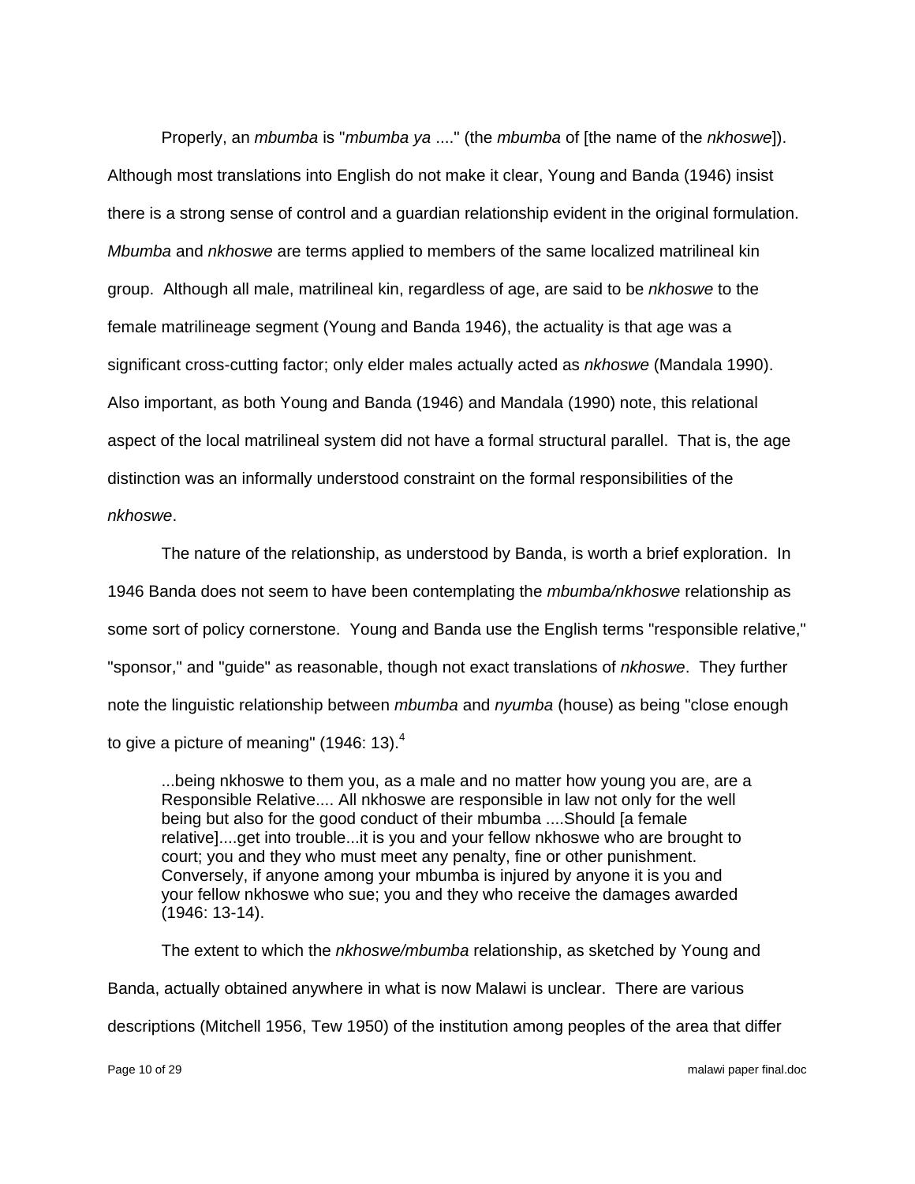Properly, an *mbumba* is "*mbumba ya* ...." (the *mbumba* of [the name of the *nkhoswe*]). Although most translations into English do not make it clear, Young and Banda (1946) insist there is a strong sense of control and a guardian relationship evident in the original formulation. *Mbumba* and *nkhoswe* are terms applied to members of the same localized matrilineal kin group. Although all male, matrilineal kin, regardless of age, are said to be *nkhoswe* to the female matrilineage segment (Young and Banda 1946), the actuality is that age was a significant cross-cutting factor; only elder males actually acted as *nkhoswe* (Mandala 1990). Also important, as both Young and Banda (1946) and Mandala (1990) note, this relational aspect of the local matrilineal system did not have a formal structural parallel. That is, the age distinction was an informally understood constraint on the formal responsibilities of the *nkhoswe*.

The nature of the relationship, as understood by Banda, is worth a brief exploration. In 1946 Banda does not seem to have been contemplating the *mbumba/nkhoswe* relationship as some sort of policy cornerstone. Young and Banda use the English terms "responsible relative," "sponsor," and "guide" as reasonable, though not exact translations of *nkhoswe*. They further note the linguistic relationship between *mbumba* and *nyumba* (house) as being "close enough to give a picture of meaning" (1946: 13).[4]

> ...being nkhoswe to them you, as a male and no matter how young you are, are a Responsible Relative.... All nkhoswe are responsible in law not only for the well being but also for the good conduct of their mbumba ....Should [a female relative]....get into trouble...it is you and your fellow nkhoswe who are brought to court; you and they who must meet any penalty, fine or other punishment. Conversely, if anyone among your mbumba is injured by anyone it is you and your fellow nkhoswe who sue; you and they who receive the damages awarded (1946: 13-14).

The extent to which the *nkhoswe/mbumba* relationship, as sketched by Young and Banda, actually obtained anywhere in what is now Malawi is unclear. There are various descriptions (Mitchell 1956, Tew 1950) of the institution among peoples of the area that differ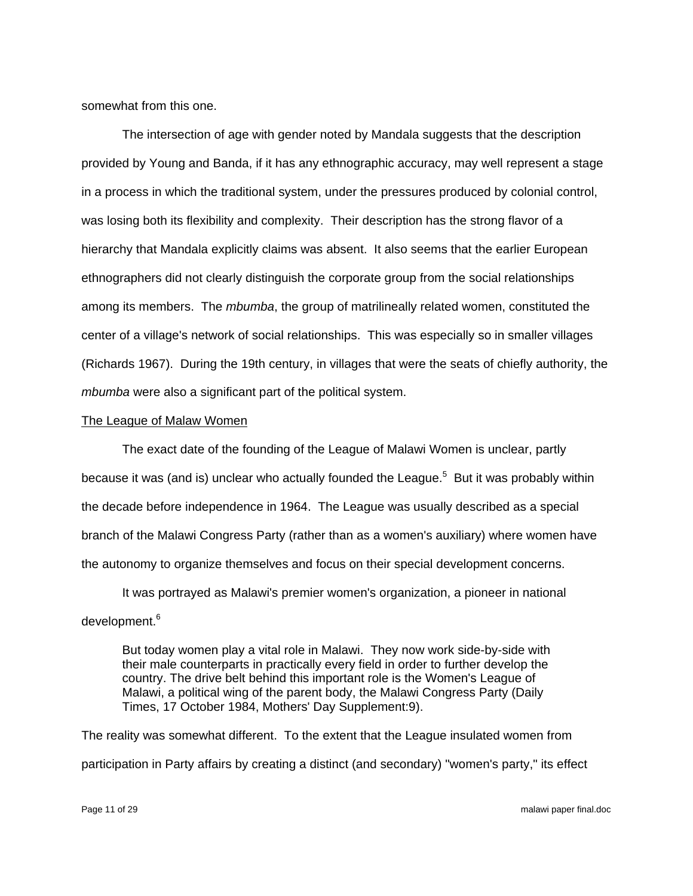somewhat from this one.

The intersection of age with gender noted by Mandala suggests that the description provided by Young and Banda, if it has any ethnographic accuracy, may well represent a stage in a process in which the traditional system, under the pressures produced by colonial control, was losing both its flexibility and complexity. Their description has the strong flavor of a hierarchy that Mandala explicitly claims was absent. It also seems that the earlier European ethnographers did not clearly distinguish the corporate group from the social relationships among its members. The *mbumba*, the group of matrilineally related women, constituted the center of a village's network of social relationships. This was especially so in smaller villages (Richards 1967). During the 19th century, in villages that were the seats of chiefly authority, the *mbumba* were also a significant part of the political system.

<u>The League of Malaw Women</u>

The exact date of the founding of the League of Malawi Women is unclear, partly because it was (and is) unclear who actually founded the League.[5] But it was probably within the decade before independence in 1964. The League was usually described as a special branch of the Malawi Congress Party (rather than as a women's auxiliary) where women have the autonomy to organize themselves and focus on their special development concerns.

It was portrayed as Malawi's premier women's organization, a pioneer in national development.[6]

> But today women play a vital role in Malawi. They now work side-by-side with their male counterparts in practically every field in order to further develop the country. The drive belt behind this important role is the Women's League of Malawi, a political wing of the parent body, the Malawi Congress Party (Daily Times, 17 October 1984, Mothers' Day Supplement:9).

The reality was somewhat different. To the extent that the League insulated women from participation in Party affairs by creating a distinct (and secondary) "women's party," its effect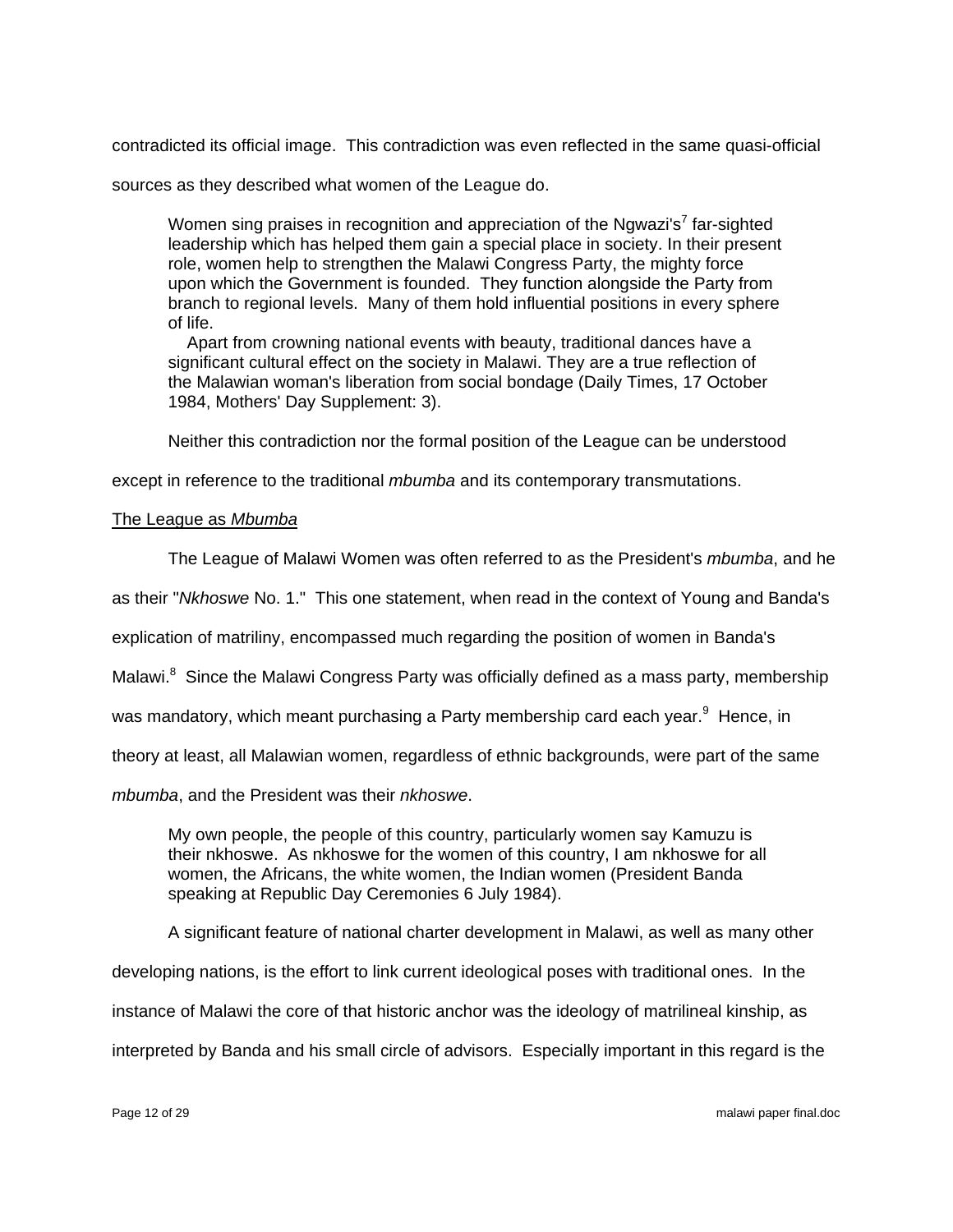contradicted its official image. This contradiction was even reflected in the same quasi-official sources as they described what women of the League do.

> Women sing praises in recognition and appreciation of the Ngwazi's[7] far-sighted leadership which has helped them gain a special place in society. In their present role, women help to strengthen the Malawi Congress Party, the mighty force upon which the Government is founded. They function alongside the Party from branch to regional levels. Many of them hold influential positions in every sphere of life.
>
> Apart from crowning national events with beauty, traditional dances have a significant cultural effect on the society in Malawi. They are a true reflection of the Malawian woman's liberation from social bondage (Daily Times, 17 October 1984, Mothers' Day Supplement: 3).

Neither this contradiction nor the formal position of the League can be understood except in reference to the traditional *mbumba* and its contemporary transmutations.

<u>The League as *Mbumba*</u>

The League of Malawi Women was often referred to as the President's *mbumba*, and he as their "*Nkhoswe* No. 1." This one statement, when read in the context of Young and Banda's explication of matriliny, encompassed much regarding the position of women in Banda's Malawi.[8] Since the Malawi Congress Party was officially defined as a mass party, membership was mandatory, which meant purchasing a Party membership card each year.[9] Hence, in theory at least, all Malawian women, regardless of ethnic backgrounds, were part of the same *mbumba*, and the President was their *nkhoswe*.

> My own people, the people of this country, particularly women say Kamuzu is their nkhoswe. As nkhoswe for the women of this country, I am nkhoswe for all women, the Africans, the white women, the Indian women (President Banda speaking at Republic Day Ceremonies 6 July 1984).

A significant feature of national charter development in Malawi, as well as many other developing nations, is the effort to link current ideological poses with traditional ones. In the instance of Malawi the core of that historic anchor was the ideology of matrilineal kinship, as interpreted by Banda and his small circle of advisors. Especially important in this regard is the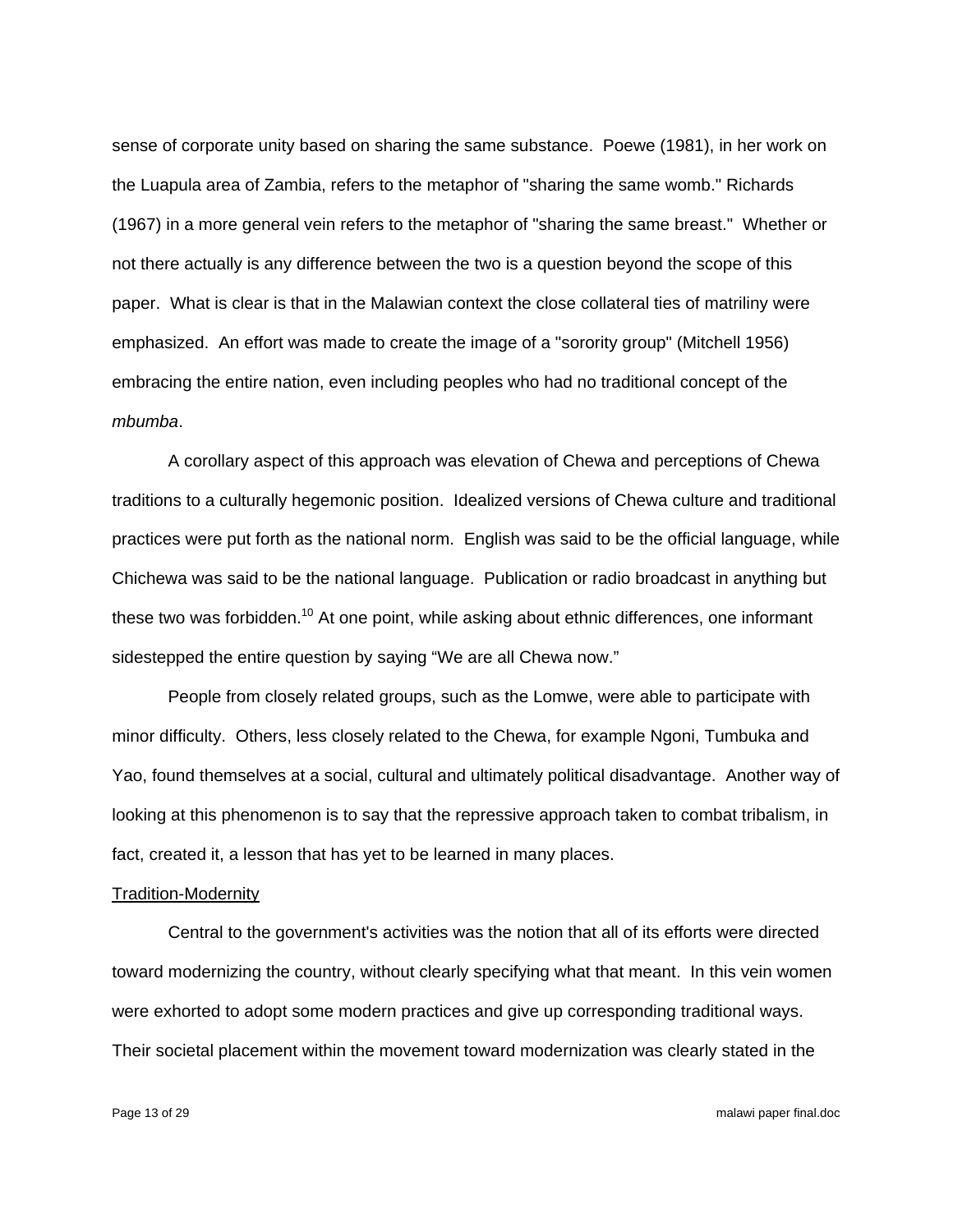sense of corporate unity based on sharing the same substance. Poewe (1981), in her work on the Luapula area of Zambia, refers to the metaphor of "sharing the same womb." Richards (1967) in a more general vein refers to the metaphor of "sharing the same breast." Whether or not there actually is any difference between the two is a question beyond the scope of this paper. What is clear is that in the Malawian context the close collateral ties of matriliny were emphasized. An effort was made to create the image of a "sorority group" (Mitchell 1956) embracing the entire nation, even including peoples who had no traditional concept of the *mbumba*.

A corollary aspect of this approach was elevation of Chewa and perceptions of Chewa traditions to a culturally hegemonic position. Idealized versions of Chewa culture and traditional practices were put forth as the national norm. English was said to be the official language, while Chichewa was said to be the national language. Publication or radio broadcast in anything but these two was forbidden.[10] At one point, while asking about ethnic differences, one informant sidestepped the entire question by saying "We are all Chewa now."

People from closely related groups, such as the Lomwe, were able to participate with minor difficulty. Others, less closely related to the Chewa, for example Ngoni, Tumbuka and Yao, found themselves at a social, cultural and ultimately political disadvantage. Another way of looking at this phenomenon is to say that the repressive approach taken to combat tribalism, in fact, created it, a lesson that has yet to be learned in many places.

<u>Tradition-Modernity</u>

Central to the government's activities was the notion that all of its efforts were directed toward modernizing the country, without clearly specifying what that meant. In this vein women were exhorted to adopt some modern practices and give up corresponding traditional ways. Their societal placement within the movement toward modernization was clearly stated in the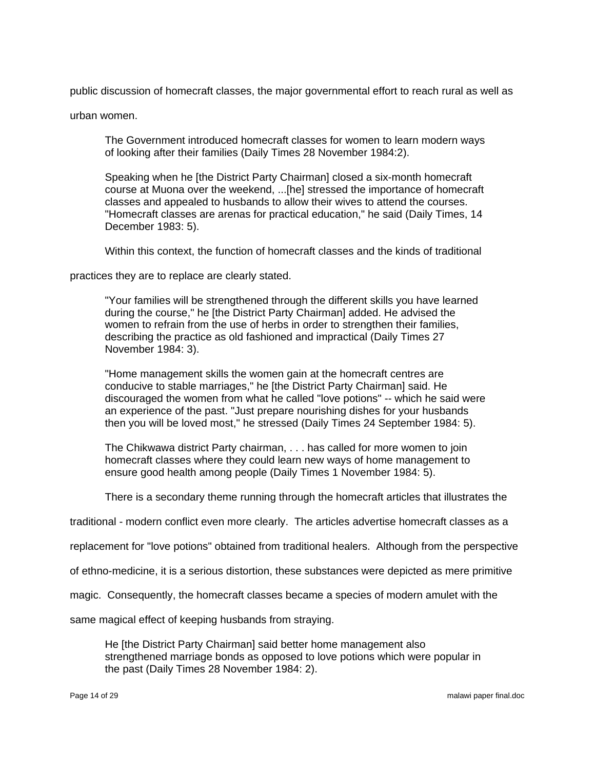public discussion of homecraft classes, the major governmental effort to reach rural as well as urban women.

> The Government introduced homecraft classes for women to learn modern ways of looking after their families (Daily Times 28 November 1984:2).

> Speaking when he [the District Party Chairman] closed a six-month homecraft course at Muona over the weekend, ...[he] stressed the importance of homecraft classes and appealed to husbands to allow their wives to attend the courses. "Homecraft classes are arenas for practical education," he said (Daily Times, 14 December 1983: 5).

Within this context, the function of homecraft classes and the kinds of traditional practices they are to replace are clearly stated.

> "Your families will be strengthened through the different skills you have learned during the course," he [the District Party Chairman] added. He advised the women to refrain from the use of herbs in order to strengthen their families, describing the practice as old fashioned and impractical (Daily Times 27 November 1984: 3).

> "Home management skills the women gain at the homecraft centres are conducive to stable marriages," he [the District Party Chairman] said. He discouraged the women from what he called "love potions" -- which he said were an experience of the past. "Just prepare nourishing dishes for your husbands then you will be loved most," he stressed (Daily Times 24 September 1984: 5).

> The Chikwawa district Party chairman, . . . has called for more women to join homecraft classes where they could learn new ways of home management to ensure good health among people (Daily Times 1 November 1984: 5).

There is a secondary theme running through the homecraft articles that illustrates the traditional - modern conflict even more clearly. The articles advertise homecraft classes as a replacement for "love potions" obtained from traditional healers. Although from the perspective of ethno-medicine, it is a serious distortion, these substances were depicted as mere primitive magic. Consequently, the homecraft classes became a species of modern amulet with the same magical effect of keeping husbands from straying.

> He [the District Party Chairman] said better home management also strengthened marriage bonds as opposed to love potions which were popular in the past (Daily Times 28 November 1984: 2).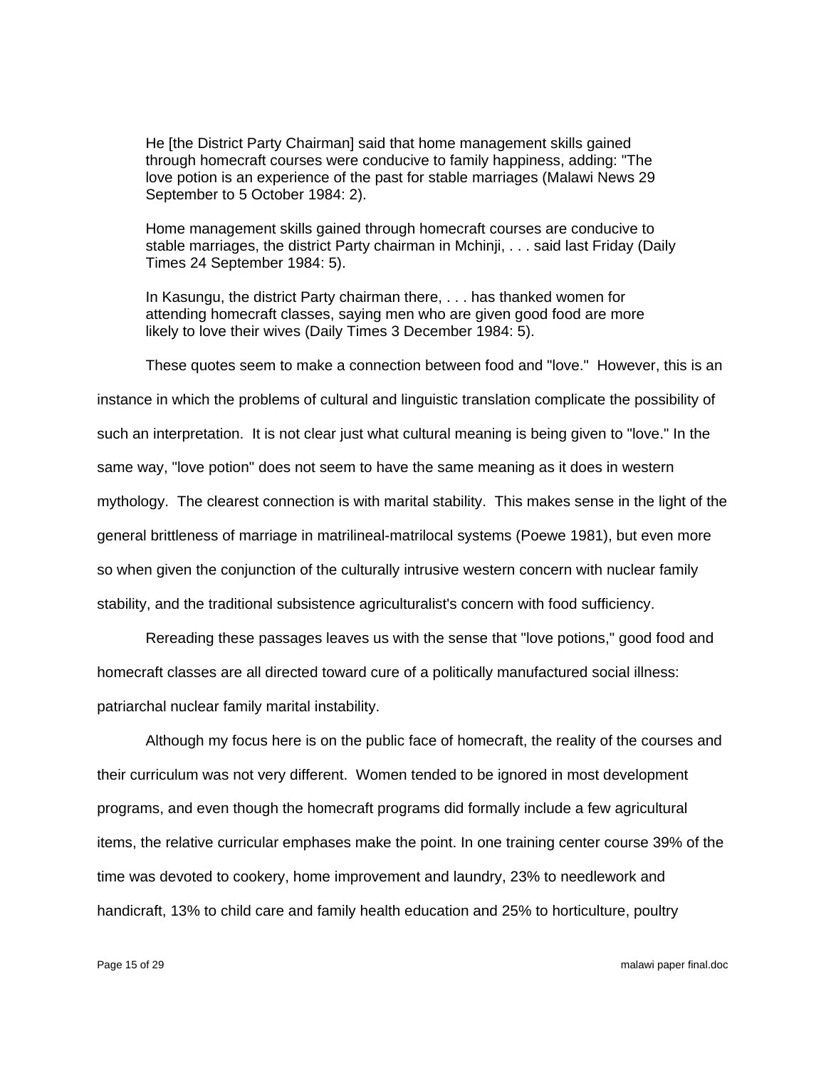> He [the District Party Chairman] said that home management skills gained through homecraft courses were conducive to family happiness, adding: "The love potion is an experience of the past for stable marriages (Malawi News 29 September to 5 October 1984: 2).

> Home management skills gained through homecraft courses are conducive to stable marriages, the district Party chairman in Mchinji, . . . said last Friday (Daily Times 24 September 1984: 5).

> In Kasungu, the district Party chairman there, . . . has thanked women for attending homecraft classes, saying men who are given good food are more likely to love their wives (Daily Times 3 December 1984: 5).

These quotes seem to make a connection between food and "love." However, this is an instance in which the problems of cultural and linguistic translation complicate the possibility of such an interpretation. It is not clear just what cultural meaning is being given to "love." In the same way, "love potion" does not seem to have the same meaning as it does in western mythology. The clearest connection is with marital stability. This makes sense in the light of the general brittleness of marriage in matrilineal-matrilocal systems (Poewe 1981), but even more so when given the conjunction of the culturally intrusive western concern with nuclear family stability, and the traditional subsistence agriculturalist's concern with food sufficiency.

Rereading these passages leaves us with the sense that "love potions," good food and homecraft classes are all directed toward cure of a politically manufactured social illness: patriarchal nuclear family marital instability.

Although my focus here is on the public face of homecraft, the reality of the courses and their curriculum was not very different. Women tended to be ignored in most development programs, and even though the homecraft programs did formally include a few agricultural items, the relative curricular emphases make the point. In one training center course 39% of the time was devoted to cookery, home improvement and laundry, 23% to needlework and handicraft, 13% to child care and family health education and 25% to horticulture, poultry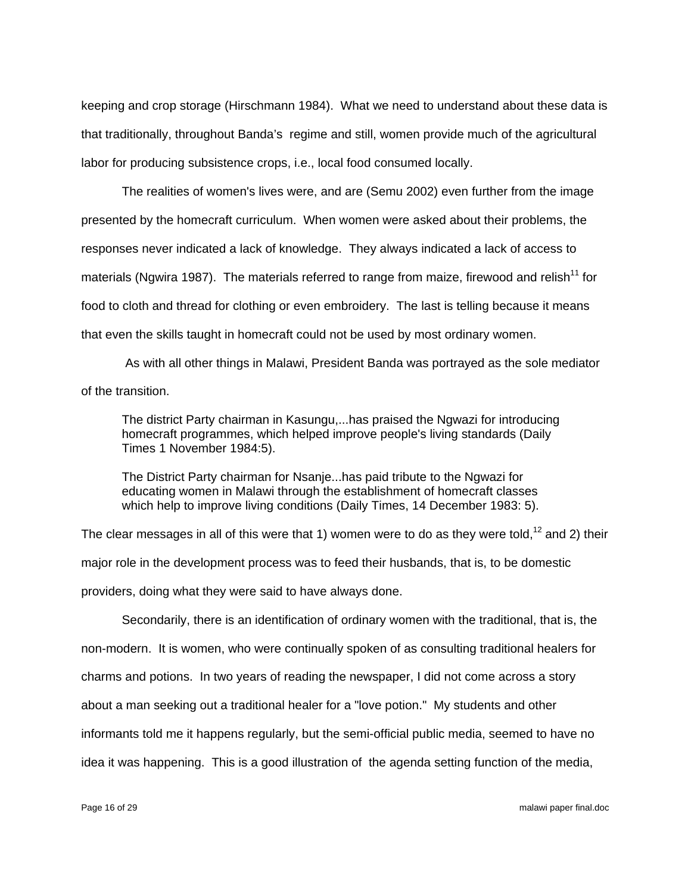keeping and crop storage (Hirschmann 1984). What we need to understand about these data is that traditionally, throughout Banda's regime and still, women provide much of the agricultural labor for producing subsistence crops, i.e., local food consumed locally.

The realities of women's lives were, and are (Semu 2002) even further from the image presented by the homecraft curriculum. When women were asked about their problems, the responses never indicated a lack of knowledge. They always indicated a lack of access to materials (Ngwira 1987). The materials referred to range from maize, firewood and relish[11] for food to cloth and thread for clothing or even embroidery. The last is telling because it means that even the skills taught in homecraft could not be used by most ordinary women.

As with all other things in Malawi, President Banda was portrayed as the sole mediator of the transition.

> The district Party chairman in Kasungu,...has praised the Ngwazi for introducing homecraft programmes, which helped improve people's living standards (Daily Times 1 November 1984:5).
>
> The District Party chairman for Nsanje...has paid tribute to the Ngwazi for educating women in Malawi through the establishment of homecraft classes which help to improve living conditions (Daily Times, 14 December 1983: 5).

The clear messages in all of this were that 1) women were to do as they were told,[12] and 2) their major role in the development process was to feed their husbands, that is, to be domestic providers, doing what they were said to have always done.

Secondarily, there is an identification of ordinary women with the traditional, that is, the non-modern. It is women, who were continually spoken of as consulting traditional healers for charms and potions. In two years of reading the newspaper, I did not come across a story about a man seeking out a traditional healer for a "love potion." My students and other informants told me it happens regularly, but the semi-official public media, seemed to have no idea it was happening. This is a good illustration of the agenda setting function of the media,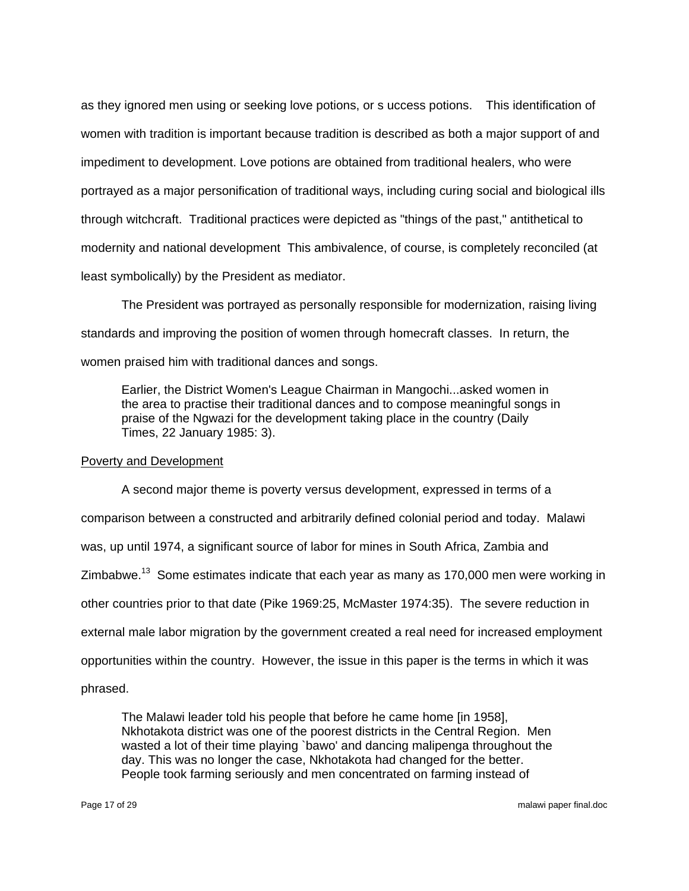as they ignored men using or seeking love potions, or s uccess potions. This identification of women with tradition is important because tradition is described as both a major support of and impediment to development. Love potions are obtained from traditional healers, who were portrayed as a major personification of traditional ways, including curing social and biological ills through witchcraft. Traditional practices were depicted as "things of the past," antithetical to modernity and national development This ambivalence, of course, is completely reconciled (at least symbolically) by the President as mediator.

The President was portrayed as personally responsible for modernization, raising living standards and improving the position of women through homecraft classes. In return, the women praised him with traditional dances and songs.

> Earlier, the District Women's League Chairman in Mangochi...asked women in the area to practise their traditional dances and to compose meaningful songs in praise of the Ngwazi for the development taking place in the country (Daily Times, 22 January 1985: 3).

<u>Poverty and Development</u>

A second major theme is poverty versus development, expressed in terms of a comparison between a constructed and arbitrarily defined colonial period and today. Malawi was, up until 1974, a significant source of labor for mines in South Africa, Zambia and Zimbabwe.[13] Some estimates indicate that each year as many as 170,000 men were working in other countries prior to that date (Pike 1969:25, McMaster 1974:35). The severe reduction in external male labor migration by the government created a real need for increased employment opportunities within the country. However, the issue in this paper is the terms in which it was phrased.

> The Malawi leader told his people that before he came home [in 1958], Nkhotakota district was one of the poorest districts in the Central Region. Men wasted a lot of their time playing `bawo' and dancing malipenga throughout the day. This was no longer the case, Nkhotakota had changed for the better. People took farming seriously and men concentrated on farming instead of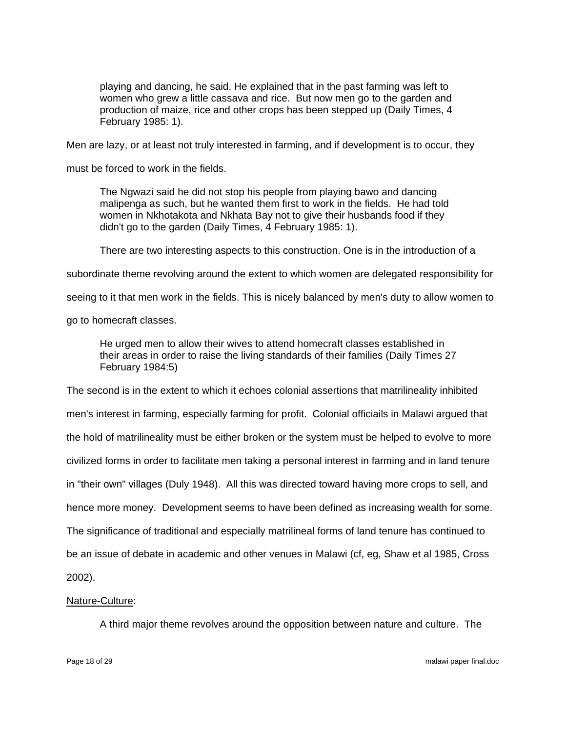> playing and dancing, he said. He explained that in the past farming was left to women who grew a little cassava and rice. But now men go to the garden and production of maize, rice and other crops has been stepped up (Daily Times, 4 February 1985: 1).

Men are lazy, or at least not truly interested in farming, and if development is to occur, they must be forced to work in the fields.

> The Ngwazi said he did not stop his people from playing bawo and dancing malipenga as such, but he wanted them first to work in the fields. He had told women in Nkhotakota and Nkhata Bay not to give their husbands food if they didn't go to the garden (Daily Times, 4 February 1985: 1).

There are two interesting aspects to this construction. One is in the introduction of a subordinate theme revolving around the extent to which women are delegated responsibility for seeing to it that men work in the fields. This is nicely balanced by men's duty to allow women to go to homecraft classes.

> He urged men to allow their wives to attend homecraft classes established in their areas in order to raise the living standards of their families (Daily Times 27 February 1984:5)

The second is in the extent to which it echoes colonial assertions that matrilineality inhibited men's interest in farming, especially farming for profit. Colonial officiails in Malawi argued that the hold of matrilineality must be either broken or the system must be helped to evolve to more civilized forms in order to facilitate men taking a personal interest in farming and in land tenure in "their own" villages (Duly 1948). All this was directed toward having more crops to sell, and hence more money. Development seems to have been defined as increasing wealth for some. The significance of traditional and especially matrilineal forms of land tenure has continued to be an issue of debate in academic and other venues in Malawi (cf, eg, Shaw et al 1985, Cross 2002).

<u>Nature-Culture</u>:

A third major theme revolves around the opposition between nature and culture. The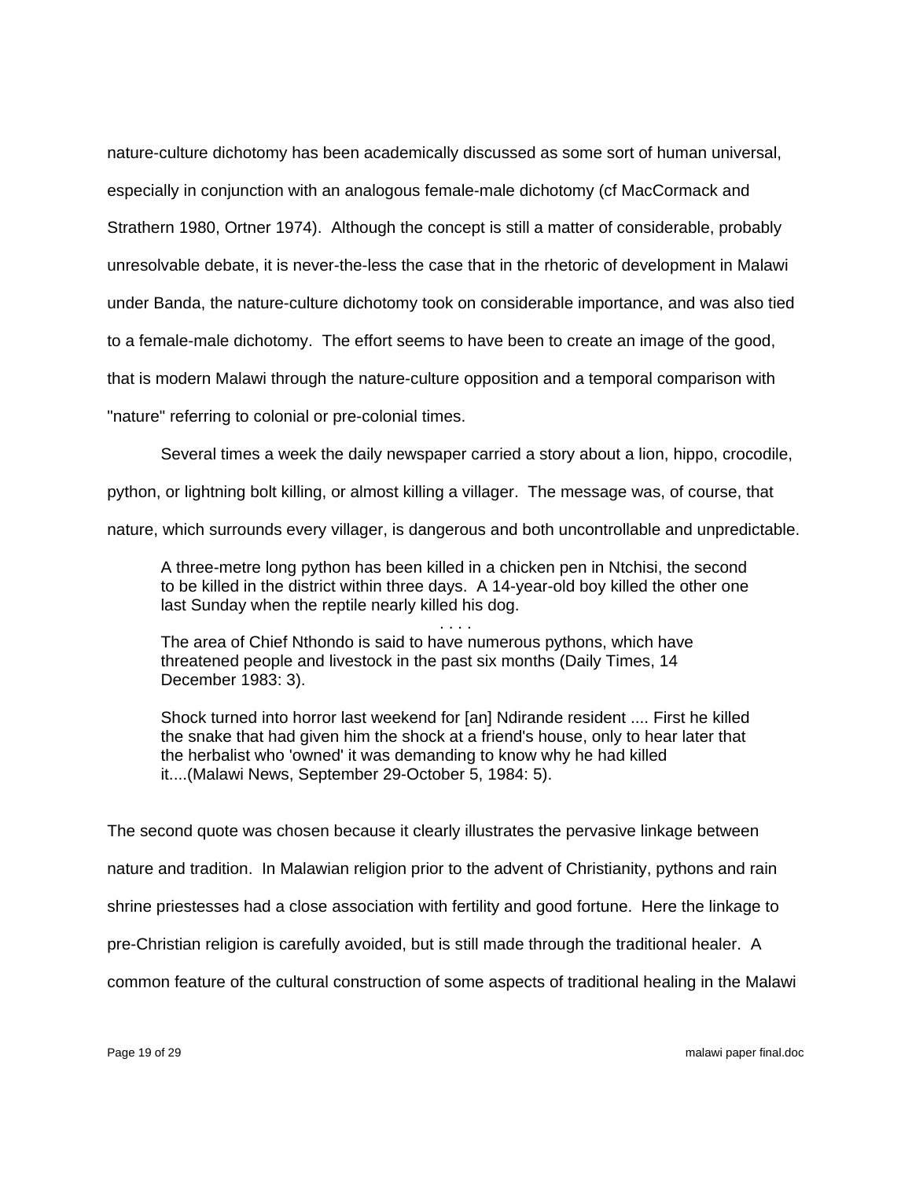nature-culture dichotomy has been academically discussed as some sort of human universal, especially in conjunction with an analogous female-male dichotomy (cf MacCormack and Strathern 1980, Ortner 1974). Although the concept is still a matter of considerable, probably unresolvable debate, it is never-the-less the case that in the rhetoric of development in Malawi under Banda, the nature-culture dichotomy took on considerable importance, and was also tied to a female-male dichotomy. The effort seems to have been to create an image of the good, that is modern Malawi through the nature-culture opposition and a temporal comparison with "nature" referring to colonial or pre-colonial times.

Several times a week the daily newspaper carried a story about a lion, hippo, crocodile, python, or lightning bolt killing, or almost killing a villager. The message was, of course, that nature, which surrounds every villager, is dangerous and both uncontrollable and unpredictable.

> A three-metre long python has been killed in a chicken pen in Ntchisi, the second to be killed in the district within three days. A 14-year-old boy killed the other one last Sunday when the reptile nearly killed his dog.
>
> . . . .
>
> The area of Chief Nthondo is said to have numerous pythons, which have threatened people and livestock in the past six months (Daily Times, 14 December 1983: 3).
>
> Shock turned into horror last weekend for [an] Ndirande resident .... First he killed the snake that had given him the shock at a friend's house, only to hear later that the herbalist who 'owned' it was demanding to know why he had killed it....(Malawi News, September 29-October 5, 1984: 5).

The second quote was chosen because it clearly illustrates the pervasive linkage between nature and tradition. In Malawian religion prior to the advent of Christianity, pythons and rain shrine priestesses had a close association with fertility and good fortune. Here the linkage to pre-Christian religion is carefully avoided, but is still made through the traditional healer. A common feature of the cultural construction of some aspects of traditional healing in the Malawi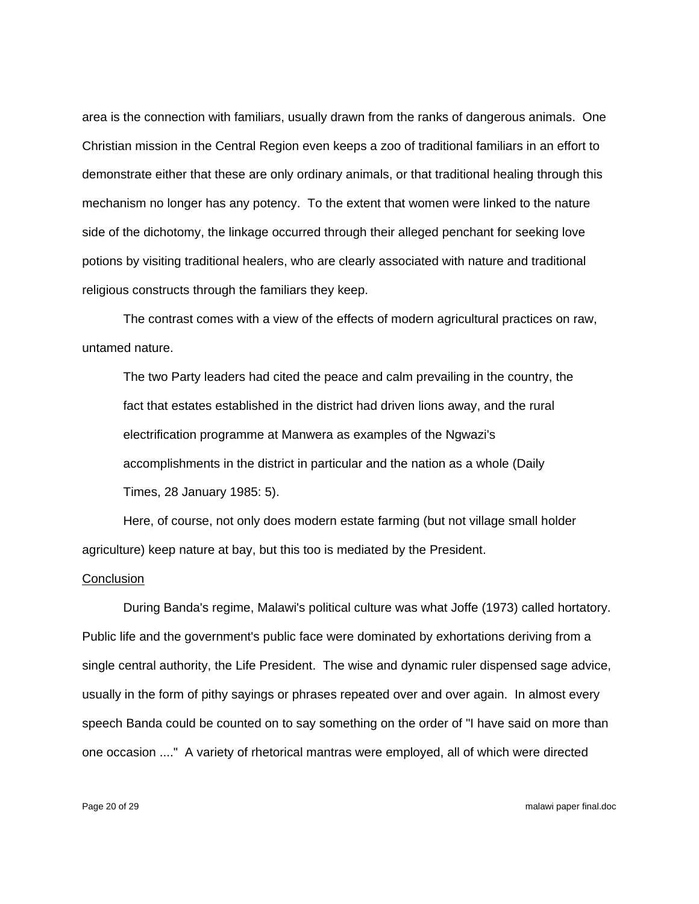area is the connection with familiars, usually drawn from the ranks of dangerous animals. One Christian mission in the Central Region even keeps a zoo of traditional familiars in an effort to demonstrate either that these are only ordinary animals, or that traditional healing through this mechanism no longer has any potency. To the extent that women were linked to the nature side of the dichotomy, the linkage occurred through their alleged penchant for seeking love potions by visiting traditional healers, who are clearly associated with nature and traditional religious constructs through the familiars they keep.

The contrast comes with a view of the effects of modern agricultural practices on raw, untamed nature.

> The two Party leaders had cited the peace and calm prevailing in the country, the fact that estates established in the district had driven lions away, and the rural electrification programme at Manwera as examples of the Ngwazi's accomplishments in the district in particular and the nation as a whole (Daily Times, 28 January 1985: 5).

Here, of course, not only does modern estate farming (but not village small holder agriculture) keep nature at bay, but this too is mediated by the President.

## Conclusion

During Banda's regime, Malawi's political culture was what Joffe (1973) called hortatory. Public life and the government's public face were dominated by exhortations deriving from a single central authority, the Life President. The wise and dynamic ruler dispensed sage advice, usually in the form of pithy sayings or phrases repeated over and over again. In almost every speech Banda could be counted on to say something on the order of "I have said on more than one occasion ...." A variety of rhetorical mantras were employed, all of which were directed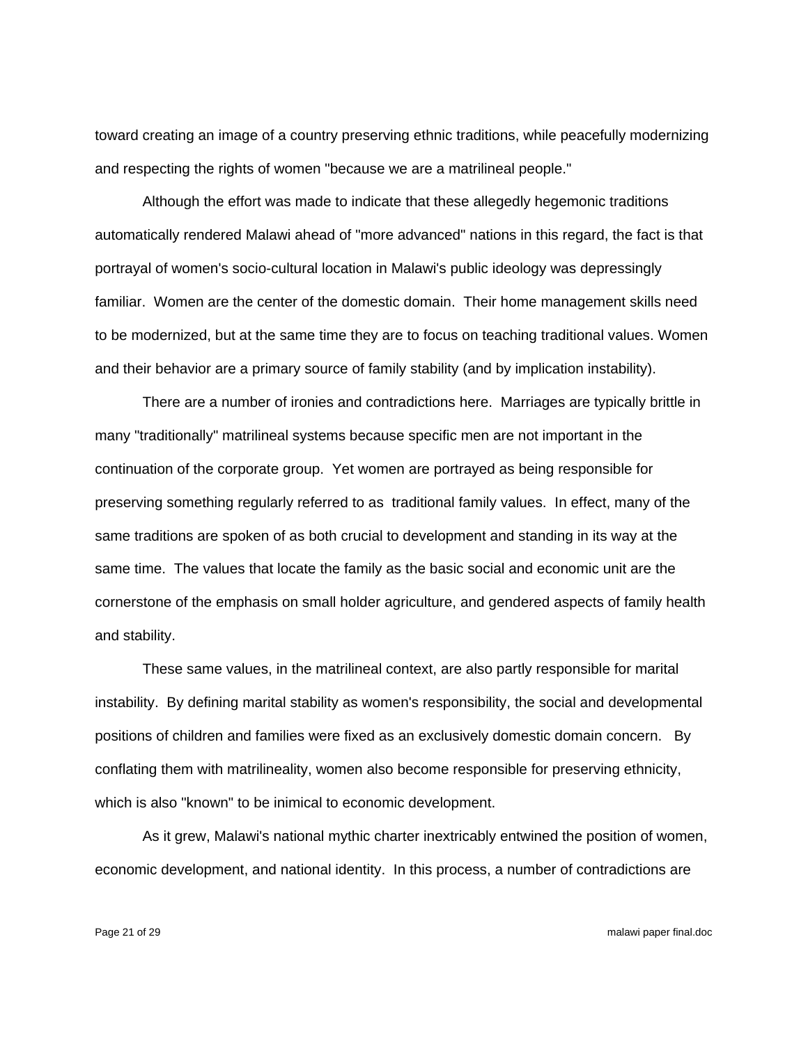toward creating an image of a country preserving ethnic traditions, while peacefully modernizing and respecting the rights of women "because we are a matrilineal people."

Although the effort was made to indicate that these allegedly hegemonic traditions automatically rendered Malawi ahead of "more advanced" nations in this regard, the fact is that portrayal of women's socio-cultural location in Malawi's public ideology was depressingly familiar. Women are the center of the domestic domain. Their home management skills need to be modernized, but at the same time they are to focus on teaching traditional values. Women and their behavior are a primary source of family stability (and by implication instability).

There are a number of ironies and contradictions here. Marriages are typically brittle in many "traditionally" matrilineal systems because specific men are not important in the continuation of the corporate group. Yet women are portrayed as being responsible for preserving something regularly referred to as traditional family values. In effect, many of the same traditions are spoken of as both crucial to development and standing in its way at the same time. The values that locate the family as the basic social and economic unit are the cornerstone of the emphasis on small holder agriculture, and gendered aspects of family health and stability.

These same values, in the matrilineal context, are also partly responsible for marital instability. By defining marital stability as women's responsibility, the social and developmental positions of children and families were fixed as an exclusively domestic domain concern. By conflating them with matrilineality, women also become responsible for preserving ethnicity, which is also "known" to be inimical to economic development.

As it grew, Malawi's national mythic charter inextricably entwined the position of women, economic development, and national identity. In this process, a number of contradictions are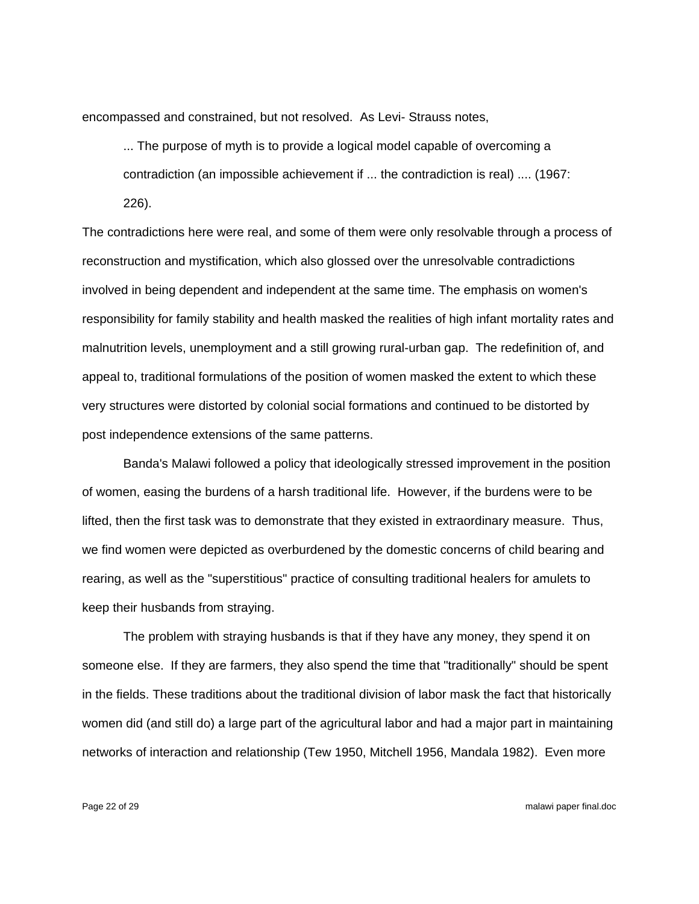encompassed and constrained, but not resolved. As Levi- Strauss notes,

> ... The purpose of myth is to provide a logical model capable of overcoming a contradiction (an impossible achievement if ... the contradiction is real) .... (1967: 226).

The contradictions here were real, and some of them were only resolvable through a process of reconstruction and mystification, which also glossed over the unresolvable contradictions involved in being dependent and independent at the same time. The emphasis on women's responsibility for family stability and health masked the realities of high infant mortality rates and malnutrition levels, unemployment and a still growing rural-urban gap. The redefinition of, and appeal to, traditional formulations of the position of women masked the extent to which these very structures were distorted by colonial social formations and continued to be distorted by post independence extensions of the same patterns.

Banda's Malawi followed a policy that ideologically stressed improvement in the position of women, easing the burdens of a harsh traditional life. However, if the burdens were to be lifted, then the first task was to demonstrate that they existed in extraordinary measure. Thus, we find women were depicted as overburdened by the domestic concerns of child bearing and rearing, as well as the "superstitious" practice of consulting traditional healers for amulets to keep their husbands from straying.

The problem with straying husbands is that if they have any money, they spend it on someone else. If they are farmers, they also spend the time that "traditionally" should be spent in the fields. These traditions about the traditional division of labor mask the fact that historically women did (and still do) a large part of the agricultural labor and had a major part in maintaining networks of interaction and relationship (Tew 1950, Mitchell 1956, Mandala 1982). Even more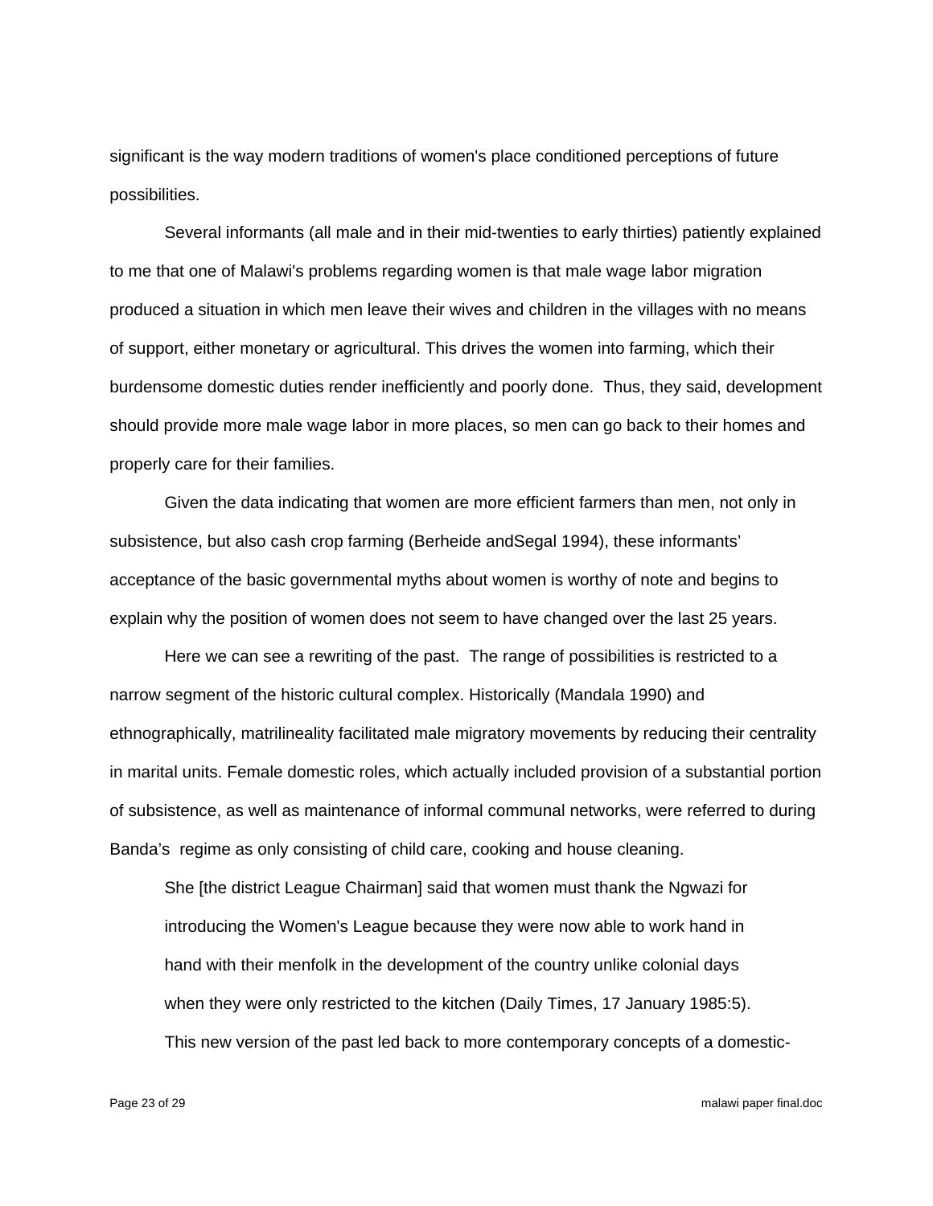significant is the way modern traditions of women's place conditioned perceptions of future possibilities.

Several informants (all male and in their mid-twenties to early thirties) patiently explained to me that one of Malawi's problems regarding women is that male wage labor migration produced a situation in which men leave their wives and children in the villages with no means of support, either monetary or agricultural. This drives the women into farming, which their burdensome domestic duties render inefficiently and poorly done. Thus, they said, development should provide more male wage labor in more places, so men can go back to their homes and properly care for their families.

Given the data indicating that women are more efficient farmers than men, not only in subsistence, but also cash crop farming (Berheide andSegal 1994), these informants' acceptance of the basic governmental myths about women is worthy of note and begins to explain why the position of women does not seem to have changed over the last 25 years.

Here we can see a rewriting of the past. The range of possibilities is restricted to a narrow segment of the historic cultural complex. Historically (Mandala 1990) and ethnographically, matrilineality facilitated male migratory movements by reducing their centrality in marital units. Female domestic roles, which actually included provision of a substantial portion of subsistence, as well as maintenance of informal communal networks, were referred to during Banda's regime as only consisting of child care, cooking and house cleaning.

> She [the district League Chairman] said that women must thank the Ngwazi for introducing the Women's League because they were now able to work hand in hand with their menfolk in the development of the country unlike colonial days when they were only restricted to the kitchen (Daily Times, 17 January 1985:5).

This new version of the past led back to more contemporary concepts of a domestic-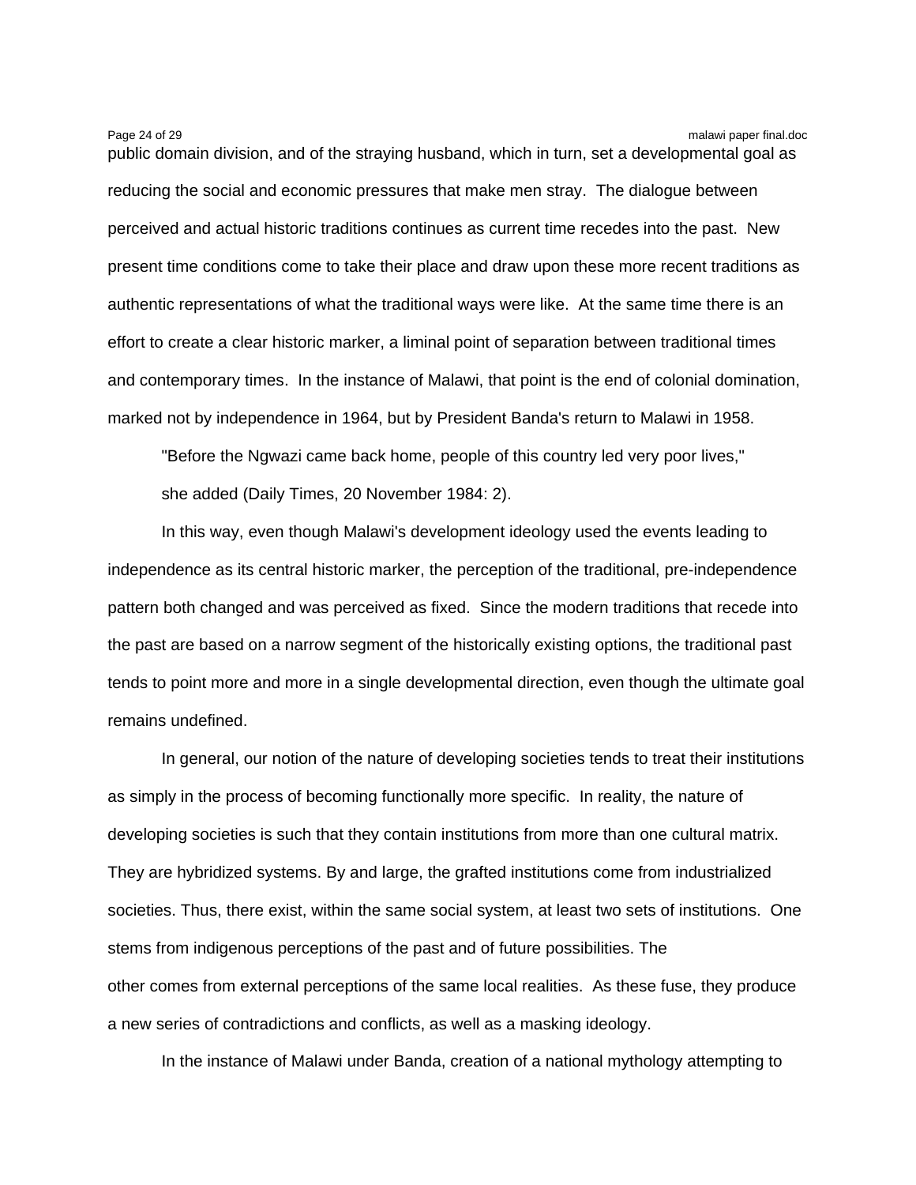public domain division, and of the straying husband, which in turn, set a developmental goal as reducing the social and economic pressures that make men stray. The dialogue between perceived and actual historic traditions continues as current time recedes into the past. New present time conditions come to take their place and draw upon these more recent traditions as authentic representations of what the traditional ways were like. At the same time there is an effort to create a clear historic marker, a liminal point of separation between traditional times and contemporary times. In the instance of Malawi, that point is the end of colonial domination, marked not by independence in 1964, but by President Banda's return to Malawi in 1958.

> "Before the Ngwazi came back home, people of this country led very poor lives," she added (Daily Times, 20 November 1984: 2).

In this way, even though Malawi's development ideology used the events leading to independence as its central historic marker, the perception of the traditional, pre-independence pattern both changed and was perceived as fixed. Since the modern traditions that recede into the past are based on a narrow segment of the historically existing options, the traditional past tends to point more and more in a single developmental direction, even though the ultimate goal remains undefined.

In general, our notion of the nature of developing societies tends to treat their institutions as simply in the process of becoming functionally more specific. In reality, the nature of developing societies is such that they contain institutions from more than one cultural matrix. They are hybridized systems. By and large, the grafted institutions come from industrialized societies. Thus, there exist, within the same social system, at least two sets of institutions. One stems from indigenous perceptions of the past and of future possibilities. The other comes from external perceptions of the same local realities. As these fuse, they produce a new series of contradictions and conflicts, as well as a masking ideology.

In the instance of Malawi under Banda, creation of a national mythology attempting to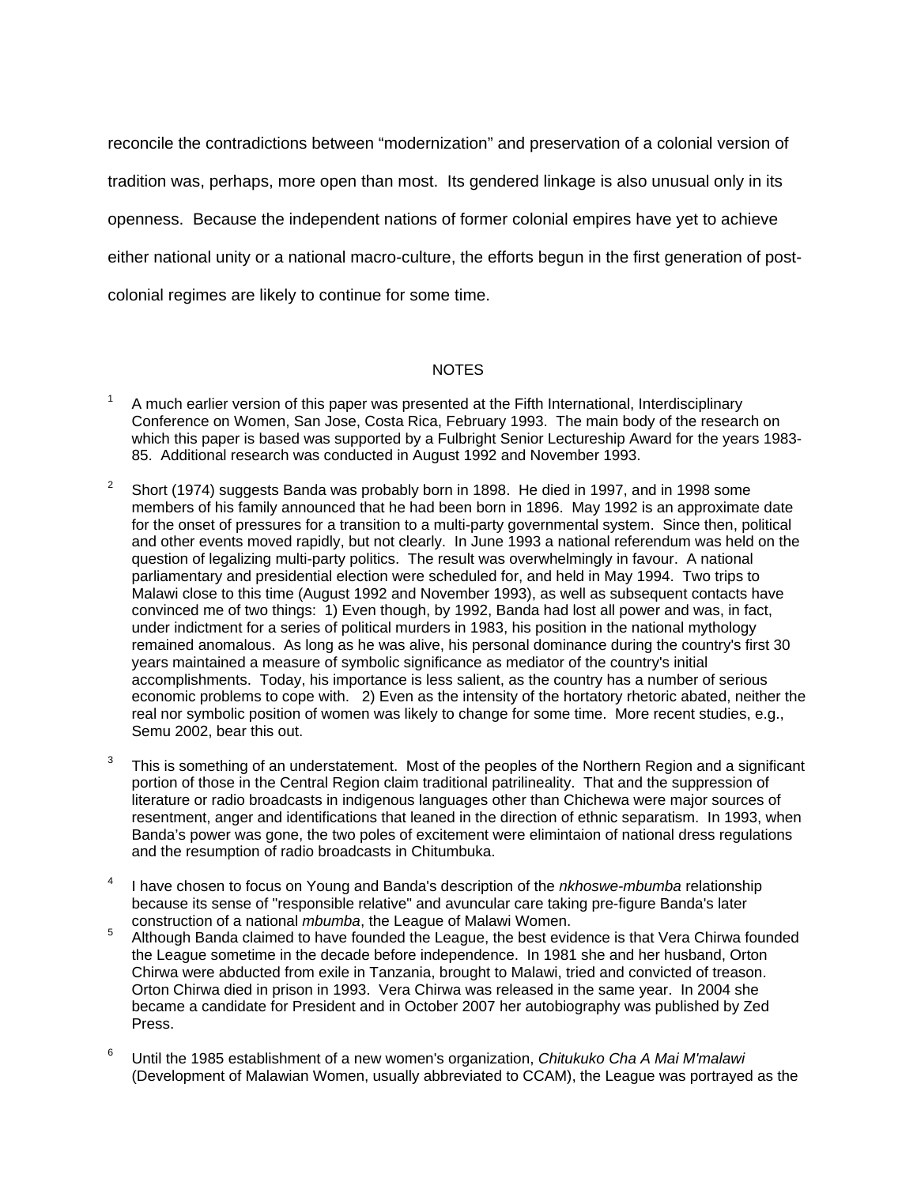reconcile the contradictions between "modernization" and preservation of a colonial version of tradition was, perhaps, more open than most. Its gendered linkage is also unusual only in its openness. Because the independent nations of former colonial empires have yet to achieve either national unity or a national macro-culture, the efforts begun in the first generation of post-colonial regimes are likely to continue for some time.

## NOTES

1. A much earlier version of this paper was presented at the Fifth International, Interdisciplinary Conference on Women, San Jose, Costa Rica, February 1993. The main body of the research on which this paper is based was supported by a Fulbright Senior Lectureship Award for the years 1983-85. Additional research was conducted in August 1992 and November 1993.

2. Short (1974) suggests Banda was probably born in 1898. He died in 1997, and in 1998 some members of his family announced that he had been born in 1896. May 1992 is an approximate date for the onset of pressures for a transition to a multi-party governmental system. Since then, political and other events moved rapidly, but not clearly. In June 1993 a national referendum was held on the question of legalizing multi-party politics. The result was overwhelmingly in favour. A national parliamentary and presidential election were scheduled for, and held in May 1994. Two trips to Malawi close to this time (August 1992 and November 1993), as well as subsequent contacts have convinced me of two things: 1) Even though, by 1992, Banda had lost all power and was, in fact, under indictment for a series of political murders in 1983, his position in the national mythology remained anomalous. As long as he was alive, his personal dominance during the country's first 30 years maintained a measure of symbolic significance as mediator of the country's initial accomplishments. Today, his importance is less salient, as the country has a number of serious economic problems to cope with. 2) Even as the intensity of the hortatory rhetoric abated, neither the real nor symbolic position of women was likely to change for some time. More recent studies, e.g., Semu 2002, bear this out.

3. This is something of an understatement. Most of the peoples of the Northern Region and a significant portion of those in the Central Region claim traditional patrilineality. That and the suppression of literature or radio broadcasts in indigenous languages other than Chichewa were major sources of resentment, anger and identifications that leaned in the direction of ethnic separatism. In 1993, when Banda's power was gone, the two poles of excitement were elimintaion of national dress regulations and the resumption of radio broadcasts in Chitumbuka.

4. I have chosen to focus on Young and Banda's description of the *nkhoswe-mbumba* relationship because its sense of "responsible relative" and avuncular care taking pre-figure Banda's later construction of a national *mbumba*, the League of Malawi Women.

5. Although Banda claimed to have founded the League, the best evidence is that Vera Chirwa founded the League sometime in the decade before independence. In 1981 she and her husband, Orton Chirwa were abducted from exile in Tanzania, brought to Malawi, tried and convicted of treason. Orton Chirwa died in prison in 1993. Vera Chirwa was released in the same year. In 2004 she became a candidate for President and in October 2007 her autobiography was published by Zed Press.

6. Until the 1985 establishment of a new women's organization, *Chitukuko Cha A Mai M'malawi* (Development of Malawian Women, usually abbreviated to CCAM), the League was portrayed as the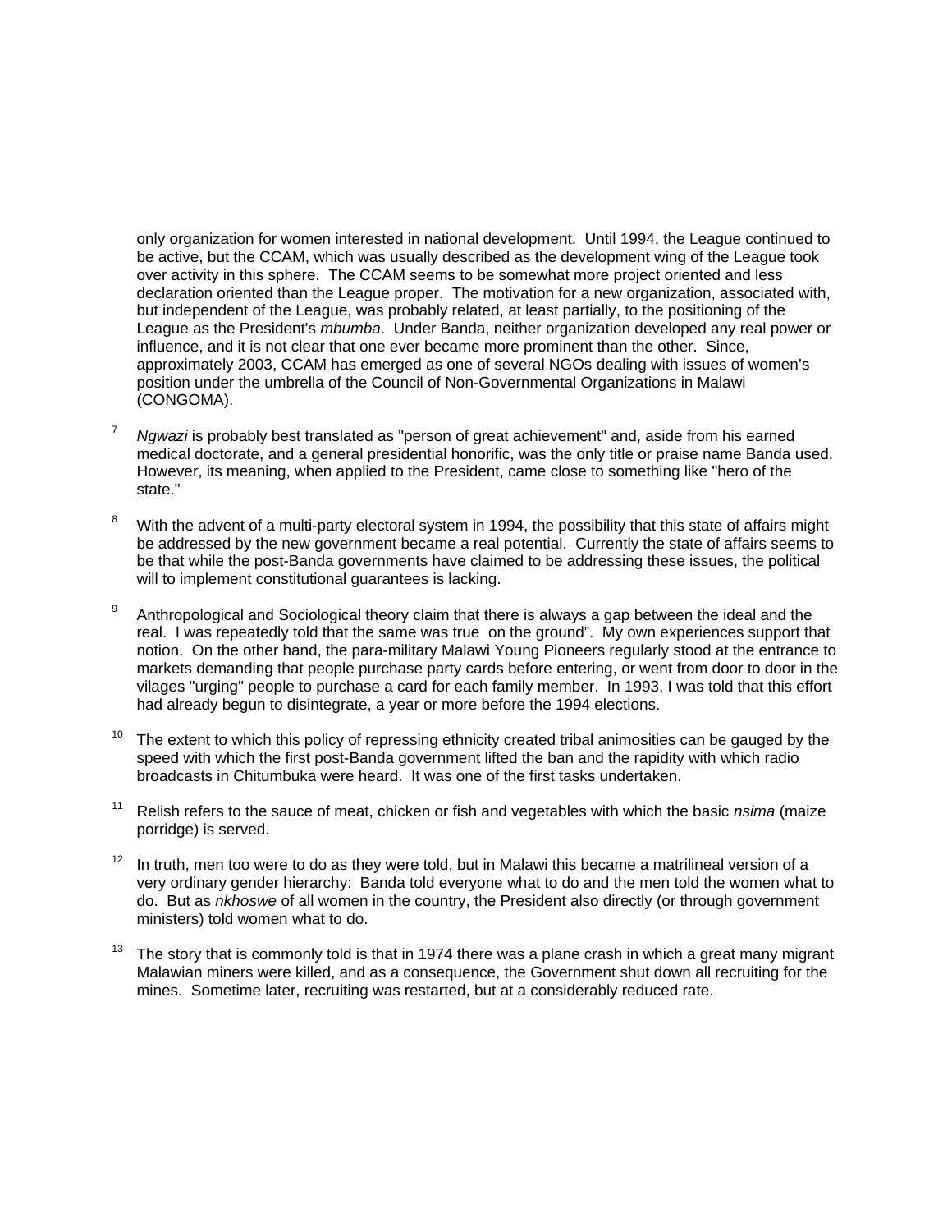only organization for women interested in national development. Until 1994, the League continued to be active, but the CCAM, which was usually described as the development wing of the League took over activity in this sphere. The CCAM seems to be somewhat more project oriented and less declaration oriented than the League proper. The motivation for a new organization, associated with, but independent of the League, was probably related, at least partially, to the positioning of the League as the President's *mbumba*. Under Banda, neither organization developed any real power or influence, and it is not clear that one ever became more prominent than the other. Since, approximately 2003, CCAM has emerged as one of several NGOs dealing with issues of women's position under the umbrella of the Council of Non-Governmental Organizations in Malawi (CONGOMA).

[7] *Ngwazi* is probably best translated as "person of great achievement" and, aside from his earned medical doctorate, and a general presidential honorific, was the only title or praise name Banda used. However, its meaning, when applied to the President, came close to something like "hero of the state."

[8] With the advent of a multi-party electoral system in 1994, the possibility that this state of affairs might be addressed by the new government became a real potential. Currently the state of affairs seems to be that while the post-Banda governments have claimed to be addressing these issues, the political will to implement constitutional guarantees is lacking.

[9] Anthropological and Sociological theory claim that there is always a gap between the ideal and the real. I was repeatedly told that the same was true on the ground". My own experiences support that notion. On the other hand, the para-military Malawi Young Pioneers regularly stood at the entrance to markets demanding that people purchase party cards before entering, or went from door to door in the vilages "urging" people to purchase a card for each family member. In 1993, I was told that this effort had already begun to disintegrate, a year or more before the 1994 elections.

[10] The extent to which this policy of repressing ethnicity created tribal animosities can be gauged by the speed with which the first post-Banda government lifted the ban and the rapidity with which radio broadcasts in Chitumbuka were heard. It was one of the first tasks undertaken.

[11] Relish refers to the sauce of meat, chicken or fish and vegetables with which the basic *nsima* (maize porridge) is served.

[12] In truth, men too were to do as they were told, but in Malawi this became a matrilineal version of a very ordinary gender hierarchy: Banda told everyone what to do and the men told the women what to do. But as *nkhoswe* of all women in the country, the President also directly (or through government ministers) told women what to do.

[13] The story that is commonly told is that in 1974 there was a plane crash in which a great many migrant Malawian miners were killed, and as a consequence, the Government shut down all recruiting for the mines. Sometime later, recruiting was restarted, but at a considerably reduced rate.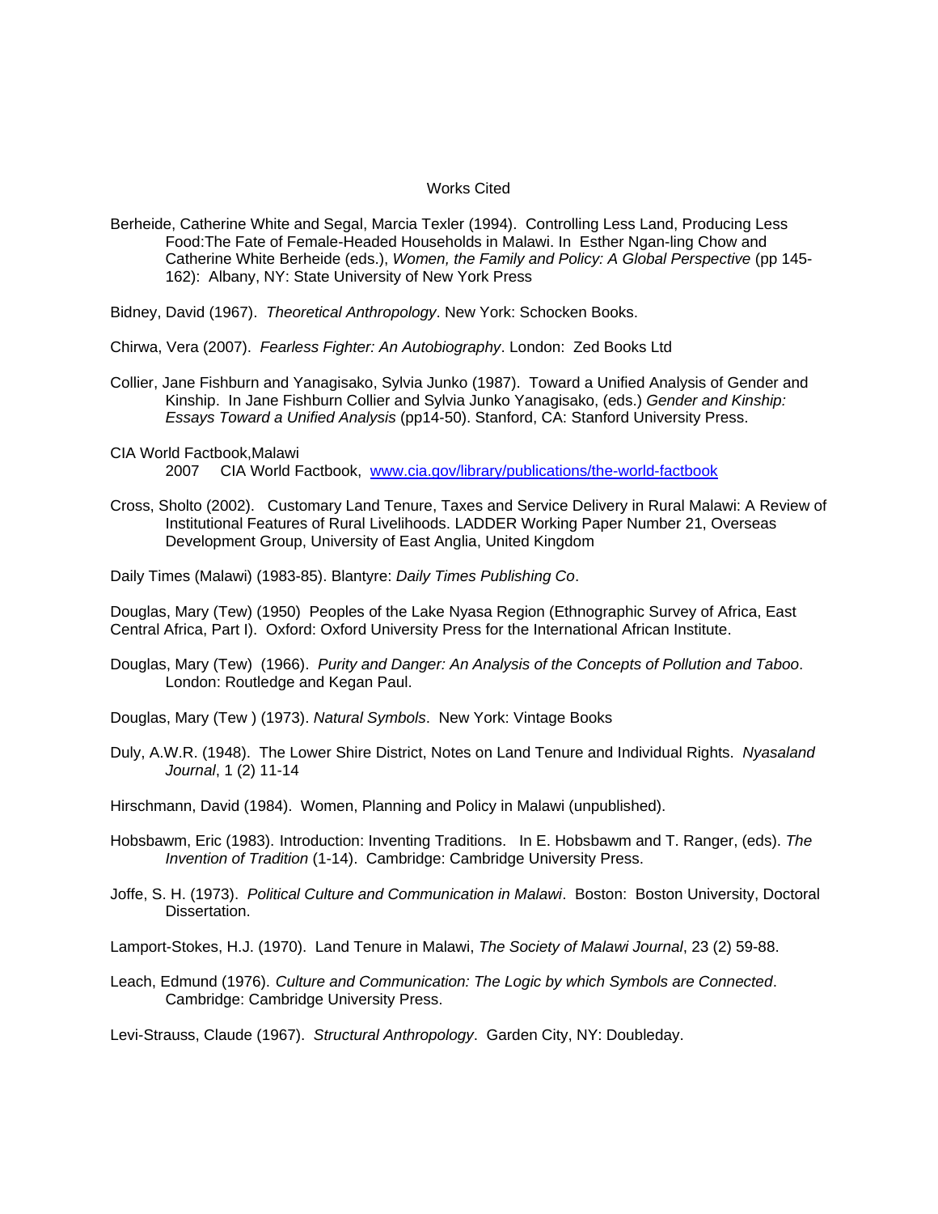# Works Cited

Berheide, Catherine White and Segal, Marcia Texler (1994). Controlling Less Land, Producing Less Food:The Fate of Female-Headed Households in Malawi. In Esther Ngan-ling Chow and Catherine White Berheide (eds.), *Women, the Family and Policy: A Global Perspective* (pp 145-162): Albany, NY: State University of New York Press

Bidney, David (1967). *Theoretical Anthropology*. New York: Schocken Books.

Chirwa, Vera (2007). *Fearless Fighter: An Autobiography*. London: Zed Books Ltd

Collier, Jane Fishburn and Yanagisako, Sylvia Junko (1987). Toward a Unified Analysis of Gender and Kinship. In Jane Fishburn Collier and Sylvia Junko Yanagisako, (eds.) *Gender and Kinship: Essays Toward a Unified Analysis* (pp14-50). Stanford, CA: Stanford University Press.

CIA World Factbook,Malawi
2007 CIA World Factbook, www.cia.gov/library/publications/the-world-factbook

Cross, Sholto (2002). Customary Land Tenure, Taxes and Service Delivery in Rural Malawi: A Review of Institutional Features of Rural Livelihoods. LADDER Working Paper Number 21, Overseas Development Group, University of East Anglia, United Kingdom

Daily Times (Malawi) (1983-85). Blantyre: *Daily Times Publishing Co*.

Douglas, Mary (Tew) (1950) Peoples of the Lake Nyasa Region (Ethnographic Survey of Africa, East Central Africa, Part I). Oxford: Oxford University Press for the International African Institute.

Douglas, Mary (Tew) (1966). *Purity and Danger: An Analysis of the Concepts of Pollution and Taboo*. London: Routledge and Kegan Paul.

Douglas, Mary (Tew ) (1973). *Natural Symbols*. New York: Vintage Books

Duly, A.W.R. (1948). The Lower Shire District, Notes on Land Tenure and Individual Rights. *Nyasaland Journal*, 1 (2) 11-14

Hirschmann, David (1984). Women, Planning and Policy in Malawi (unpublished).

Hobsbawm, Eric (1983). Introduction: Inventing Traditions. In E. Hobsbawm and T. Ranger, (eds). *The Invention of Tradition* (1-14). Cambridge: Cambridge University Press.

Joffe, S. H. (1973). *Political Culture and Communication in Malawi*. Boston: Boston University, Doctoral Dissertation.

Lamport-Stokes, H.J. (1970). Land Tenure in Malawi, *The Society of Malawi Journal*, 23 (2) 59-88.

Leach, Edmund (1976). *Culture and Communication: The Logic by which Symbols are Connected*. Cambridge: Cambridge University Press.

Levi-Strauss, Claude (1967). *Structural Anthropology*. Garden City, NY: Doubleday.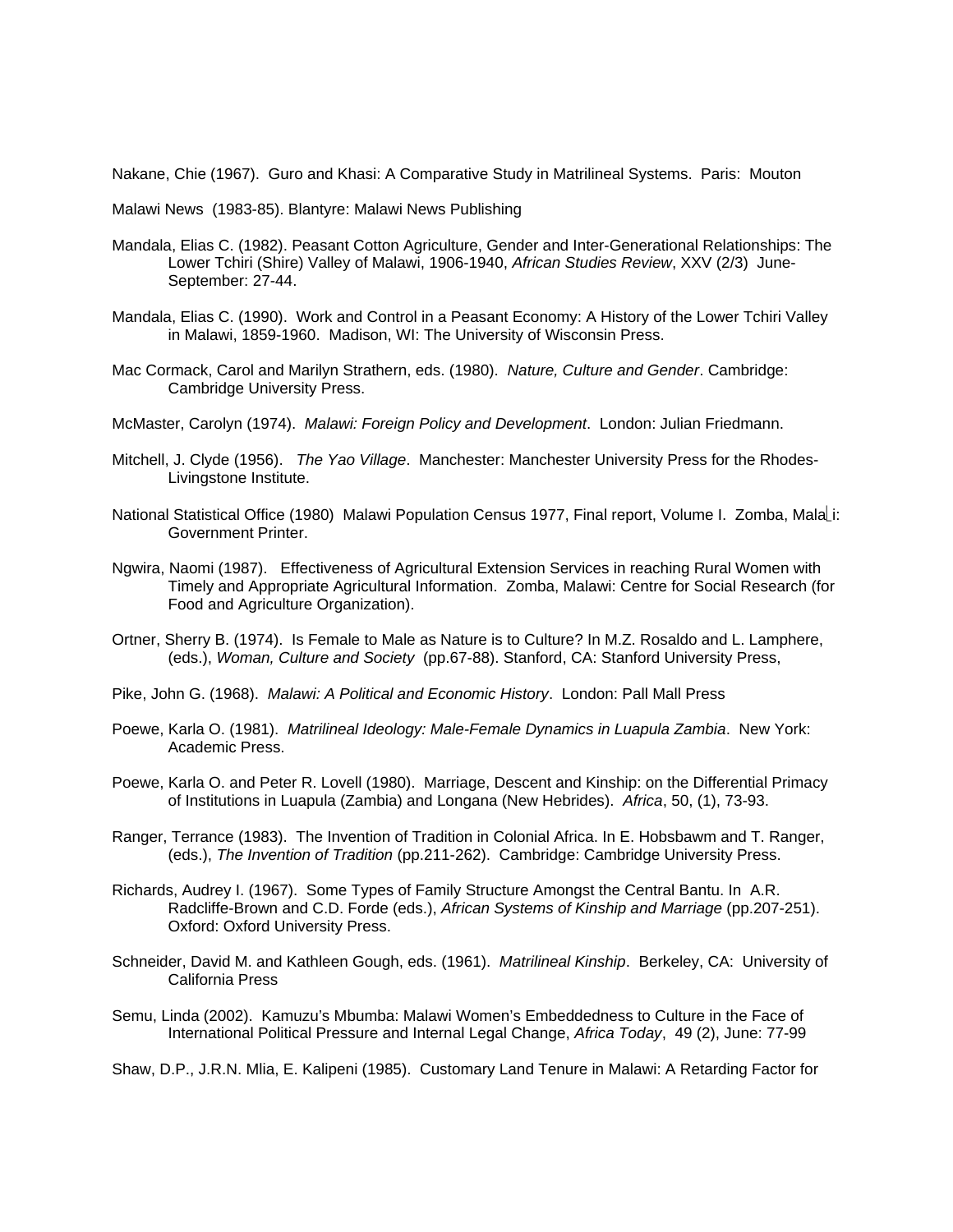Nakane, Chie (1967). Guro and Khasi: A Comparative Study in Matrilineal Systems. Paris: Mouton

Malawi News (1983-85). Blantyre: Malawi News Publishing

Mandala, Elias C. (1982). Peasant Cotton Agriculture, Gender and Inter-Generational Relationships: The Lower Tchiri (Shire) Valley of Malawi, 1906-1940, *African Studies Review*, XXV (2/3) June-September: 27-44.

Mandala, Elias C. (1990). Work and Control in a Peasant Economy: A History of the Lower Tchiri Valley in Malawi, 1859-1960. Madison, WI: The University of Wisconsin Press.

Mac Cormack, Carol and Marilyn Strathern, eds. (1980). *Nature, Culture and Gender*. Cambridge: Cambridge University Press.

McMaster, Carolyn (1974). *Malawi: Foreign Policy and Development*. London: Julian Friedmann.

Mitchell, J. Clyde (1956). *The Yao Village*. Manchester: Manchester University Press for the Rhodes-Livingstone Institute.

National Statistical Office (1980) Malawi Population Census 1977, Final report, Volume I. Zomba, Malawi: Government Printer.

Ngwira, Naomi (1987). Effectiveness of Agricultural Extension Services in reaching Rural Women with Timely and Appropriate Agricultural Information. Zomba, Malawi: Centre for Social Research (for Food and Agriculture Organization).

Ortner, Sherry B. (1974). Is Female to Male as Nature is to Culture? In M.Z. Rosaldo and L. Lamphere, (eds.), *Woman, Culture and Society* (pp.67-88). Stanford, CA: Stanford University Press,

Pike, John G. (1968). *Malawi: A Political and Economic History*. London: Pall Mall Press

Poewe, Karla O. (1981). *Matrilineal Ideology: Male-Female Dynamics in Luapula Zambia*. New York: Academic Press.

Poewe, Karla O. and Peter R. Lovell (1980). Marriage, Descent and Kinship: on the Differential Primacy of Institutions in Luapula (Zambia) and Longana (New Hebrides). *Africa*, 50, (1), 73-93.

Ranger, Terrance (1983). The Invention of Tradition in Colonial Africa. In E. Hobsbawm and T. Ranger, (eds.), *The Invention of Tradition* (pp.211-262). Cambridge: Cambridge University Press.

Richards, Audrey I. (1967). Some Types of Family Structure Amongst the Central Bantu. In A.R. Radcliffe-Brown and C.D. Forde (eds.), *African Systems of Kinship and Marriage* (pp.207-251). Oxford: Oxford University Press.

Schneider, David M. and Kathleen Gough, eds. (1961). *Matrilineal Kinship*. Berkeley, CA: University of California Press

Semu, Linda (2002). Kamuzu's Mbumba: Malawi Women's Embeddedness to Culture in the Face of International Political Pressure and Internal Legal Change, *Africa Today*, 49 (2), June: 77-99

Shaw, D.P., J.R.N. Mlia, E. Kalipeni (1985). Customary Land Tenure in Malawi: A Retarding Factor for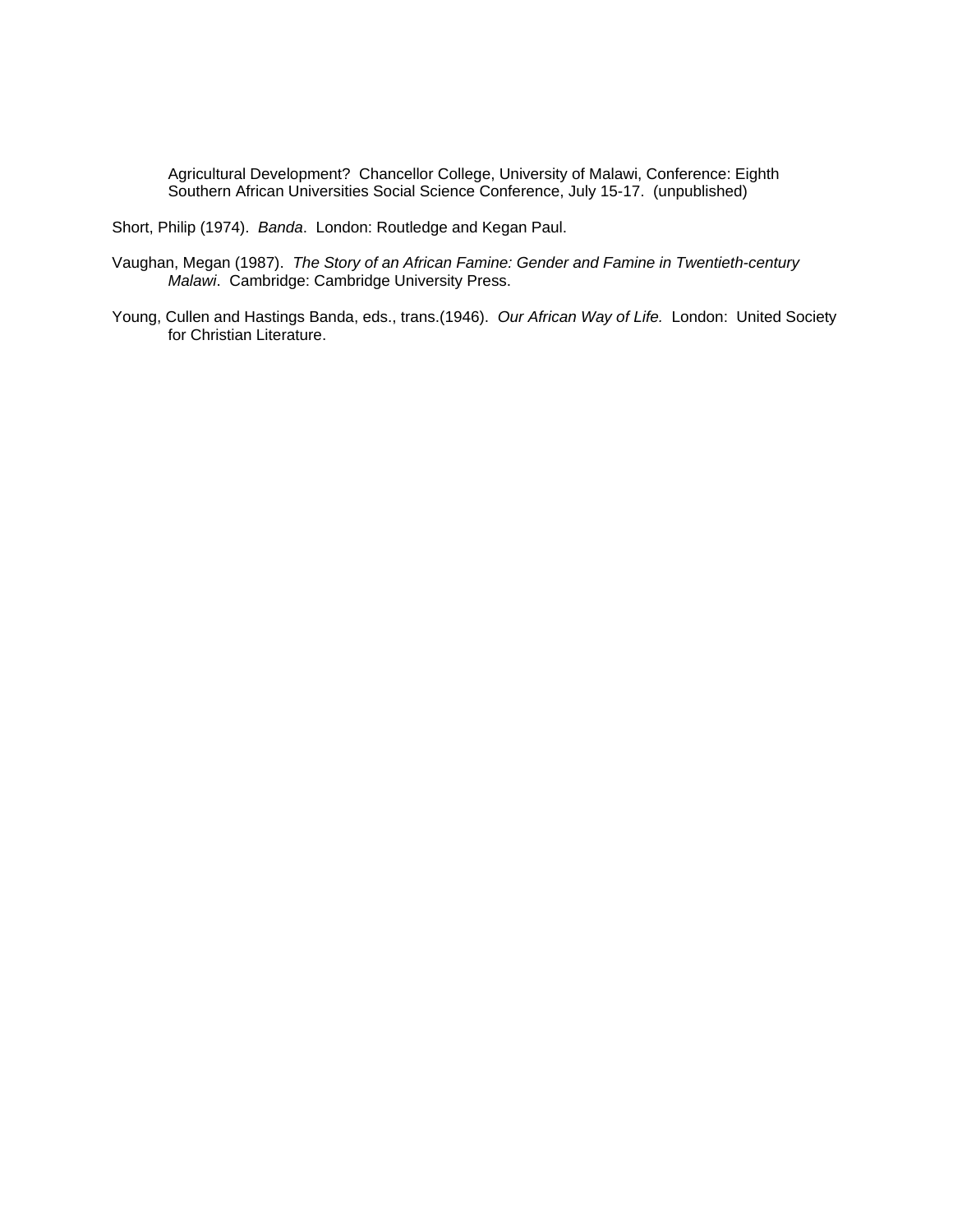Agricultural Development? Chancellor College, University of Malawi, Conference: Eighth Southern African Universities Social Science Conference, July 15-17. (unpublished)

Short, Philip (1974). *Banda*. London: Routledge and Kegan Paul.

Vaughan, Megan (1987). *The Story of an African Famine: Gender and Famine in Twentieth-century Malawi*. Cambridge: Cambridge University Press.

Young, Cullen and Hastings Banda, eds., trans.(1946). *Our African Way of Life.* London: United Society for Christian Literature.